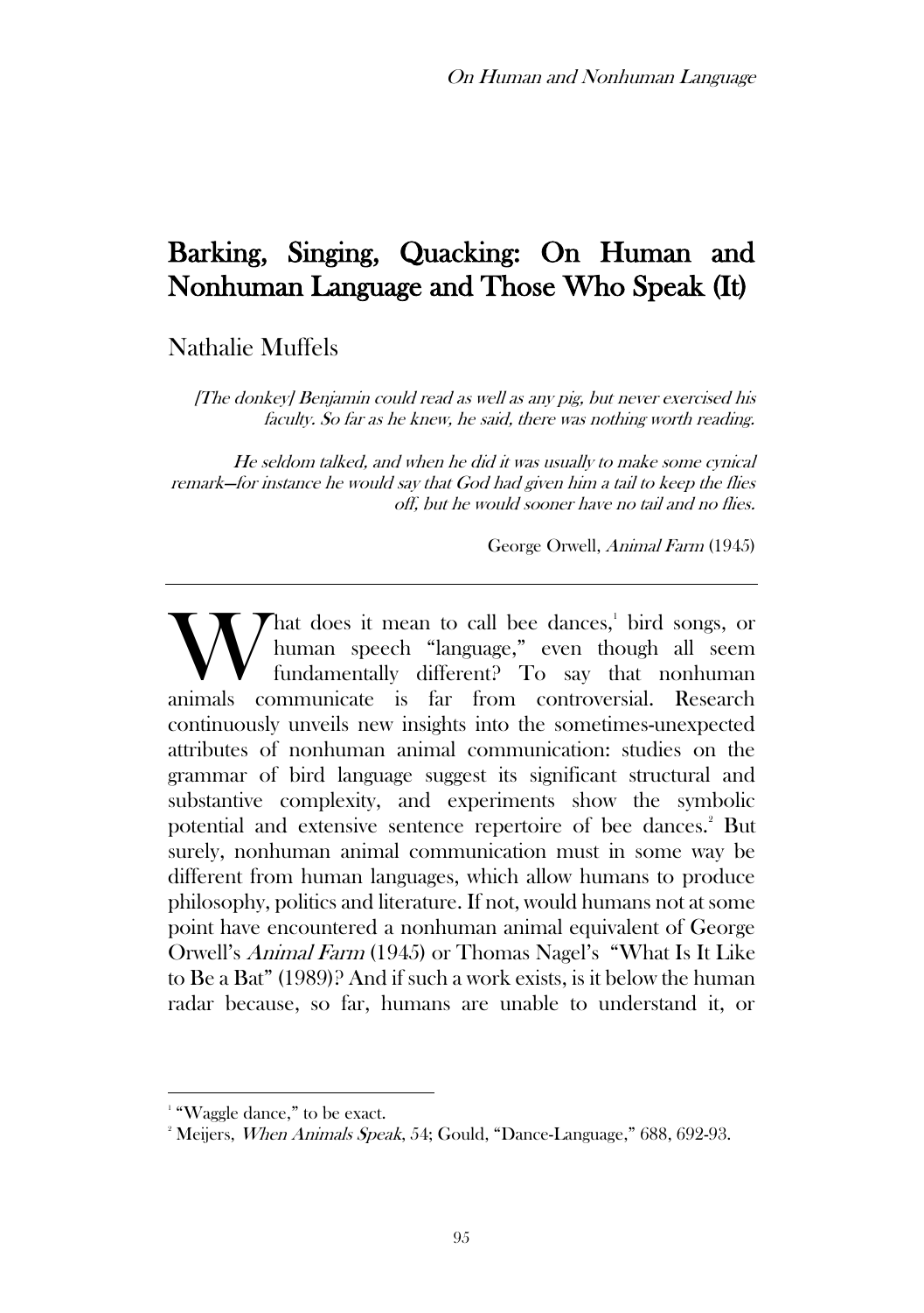# Barking, Singing, Quacking: On Human and Nonhuman Language and Those Who Speak (It)

Nathalie Muffels

> *[The donkey] Benjamin could read as well as any pig, but never exercised his faculty. So far as he knew, he said, there was nothing worth reading.*
>
> *He seldom talked, and when he did it was usually to make some cynical remark—for instance he would say that God had given him a tail to keep the flies off, but he would sooner have no tail and no flies.*
>
> George Orwell, *Animal Farm* (1945)

---

What does it mean to call bee dances,[1] bird songs, or human speech "language," even though all seem fundamentally different? To say that nonhuman animals communicate is far from controversial. Research continuously unveils new insights into the sometimes-unexpected attributes of nonhuman animal communication: studies on the grammar of bird language suggest its significant structural and substantive complexity, and experiments show the symbolic potential and extensive sentence repertoire of bee dances.[2] But surely, nonhuman animal communication must in some way be different from human languages, which allow humans to produce philosophy, politics and literature. If not, would humans not at some point have encountered a nonhuman animal equivalent of George Orwell's *Animal Farm* (1945) or Thomas Nagel's "What Is It Like to Be a Bat" (1989)? And if such a work exists, is it below the human radar because, so far, humans are unable to understand it, or

---

[1] "Waggle dance," to be exact.

[2] Meijers, *When Animals Speak*, 54; Gould, "Dance-Language," 688, 692-93.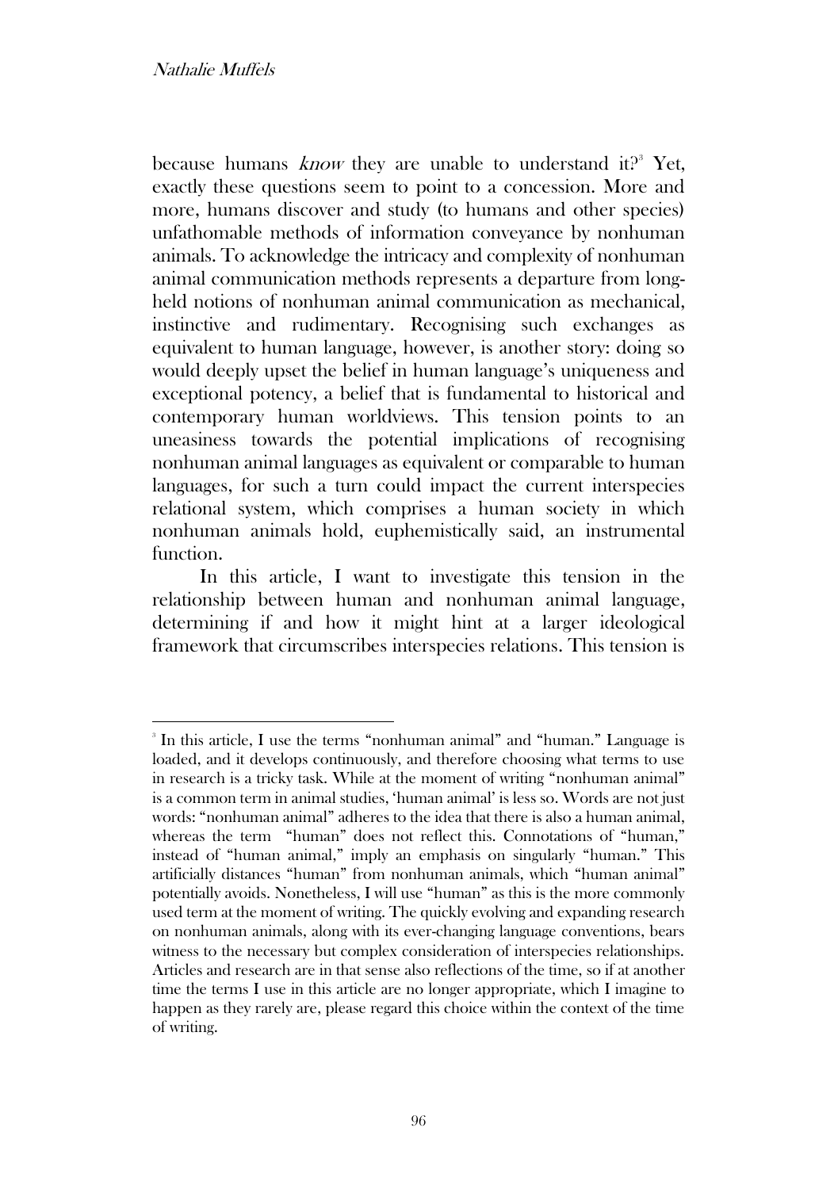because humans *know* they are unable to understand it?[a] Yet, exactly these questions seem to point to a concession. More and more, humans discover and study (to humans and other species) unfathomable methods of information conveyance by nonhuman animals. To acknowledge the intricacy and complexity of nonhuman animal communication methods represents a departure from long-held notions of nonhuman animal communication as mechanical, instinctive and rudimentary. Recognising such exchanges as equivalent to human language, however, is another story: doing so would deeply upset the belief in human language's uniqueness and exceptional potency, a belief that is fundamental to historical and contemporary human worldviews. This tension points to an uneasiness towards the potential implications of recognising nonhuman animal languages as equivalent or comparable to human languages, for such a turn could impact the current interspecies relational system, which comprises a human society in which nonhuman animals hold, euphemistically said, an instrumental function.

In this article, I want to investigate this tension in the relationship between human and nonhuman animal language, determining if and how it might hint at a larger ideological framework that circumscribes interspecies relations. This tension is

---

[a] In this article, I use the terms "nonhuman animal" and "human." Language is loaded, and it develops continuously, and therefore choosing what terms to use in research is a tricky task. While at the moment of writing "nonhuman animal" is a common term in animal studies, 'human animal' is less so. Words are not just words: "nonhuman animal" adheres to the idea that there is also a human animal, whereas the term "human" does not reflect this. Connotations of "human," instead of "human animal," imply an emphasis on singularly "human." This artificially distances "human" from nonhuman animals, which "human animal" potentially avoids. Nonetheless, I will use "human" as this is the more commonly used term at the moment of writing. The quickly evolving and expanding research on nonhuman animals, along with its ever-changing language conventions, bears witness to the necessary but complex consideration of interspecies relationships. Articles and research are in that sense also reflections of the time, so if at another time the terms I use in this article are no longer appropriate, which I imagine to happen as they rarely are, please regard this choice within the context of the time of writing.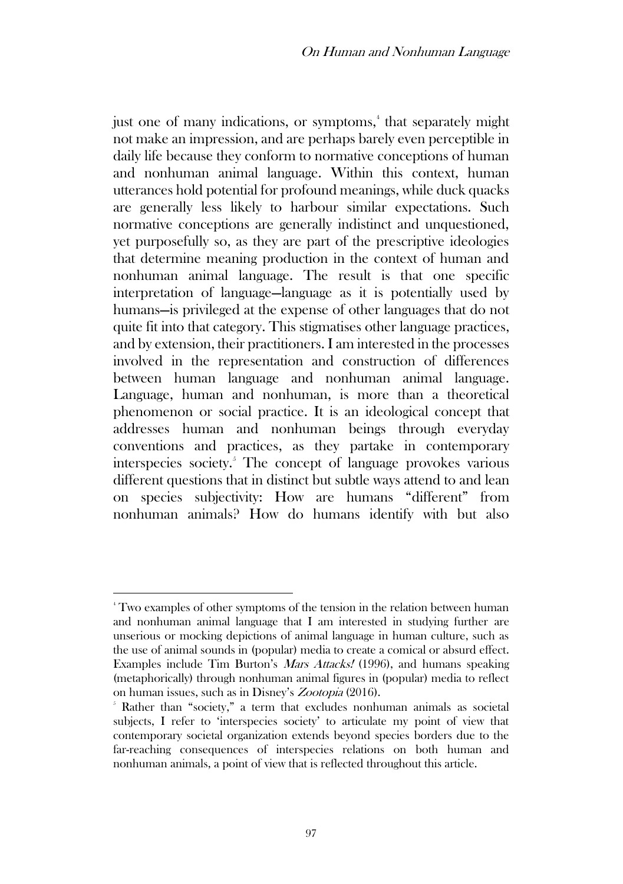just one of many indications, or symptoms,[4] that separately might not make an impression, and are perhaps barely even perceptible in daily life because they conform to normative conceptions of human and nonhuman animal language. Within this context, human utterances hold potential for profound meanings, while duck quacks are generally less likely to harbour similar expectations. Such normative conceptions are generally indistinct and unquestioned, yet purposefully so, as they are part of the prescriptive ideologies that determine meaning production in the context of human and nonhuman animal language. The result is that one specific interpretation of language—language as it is potentially used by humans—is privileged at the expense of other languages that do not quite fit into that category. This stigmatises other language practices, and by extension, their practitioners. I am interested in the processes involved in the representation and construction of differences between human language and nonhuman animal language. Language, human and nonhuman, is more than a theoretical phenomenon or social practice. It is an ideological concept that addresses human and nonhuman beings through everyday conventions and practices, as they partake in contemporary interspecies society.[5] The concept of language provokes various different questions that in distinct but subtle ways attend to and lean on species subjectivity: How are humans "different" from nonhuman animals? How do humans identify with but also

---

[4] Two examples of other symptoms of the tension in the relation between human and nonhuman animal language that I am interested in studying further are unserious or mocking depictions of animal language in human culture, such as the use of animal sounds in (popular) media to create a comical or absurd effect. Examples include Tim Burton's *Mars Attacks!* (1996), and humans speaking (metaphorically) through nonhuman animal figures in (popular) media to reflect on human issues, such as in Disney's *Zootopia* (2016).

[5] Rather than "society," a term that excludes nonhuman animals as societal subjects, I refer to 'interspecies society' to articulate my point of view that contemporary societal organization extends beyond species borders due to the far-reaching consequences of interspecies relations on both human and nonhuman animals, a point of view that is reflected throughout this article.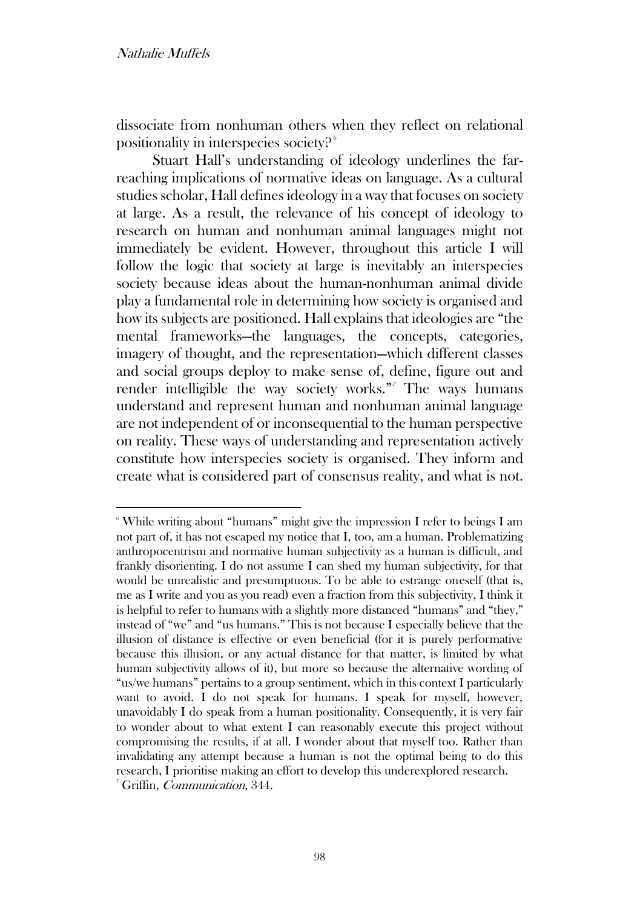dissociate from nonhuman others when they reflect on relational positionality in interspecies society?[6]

Stuart Hall's understanding of ideology underlines the far-reaching implications of normative ideas on language. As a cultural studies scholar, Hall defines ideology in a way that focuses on society at large. As a result, the relevance of his concept of ideology to research on human and nonhuman animal languages might not immediately be evident. However, throughout this article I will follow the logic that society at large is inevitably an interspecies society because ideas about the human-nonhuman animal divide play a fundamental role in determining how society is organised and how its subjects are positioned. Hall explains that ideologies are "the mental frameworks—the languages, the concepts, categories, imagery of thought, and the representation—which different classes and social groups deploy to make sense of, define, figure out and render intelligible the way society works."[7] The ways humans understand and represent human and nonhuman animal language are not independent of or inconsequential to the human perspective on reality. These ways of understanding and representation actively constitute how interspecies society is organised. They inform and create what is considered part of consensus reality, and what is not.

---

[6] While writing about "humans" might give the impression I refer to beings I am not part of, it has not escaped my notice that I, too, am a human. Problematizing anthropocentrism and normative human subjectivity as a human is difficult, and frankly disorienting. I do not assume I can shed my human subjectivity, for that would be unrealistic and presumptuous. To be able to estrange oneself (that is, me as I write and you as you read) even a fraction from this subjectivity, I think it is helpful to refer to humans with a slightly more distanced "humans" and "they," instead of "we" and "us humans." This is not because I especially believe that the illusion of distance is effective or even beneficial (for it is purely performative because this illusion, or any actual distance for that matter, is limited by what human subjectivity allows of it), but more so because the alternative wording of "us/we humans" pertains to a group sentiment, which in this context I particularly want to avoid. I do not speak for humans. I speak for myself, however, unavoidably I do speak from a human positionality. Consequently, it is very fair to wonder about to what extent I can reasonably execute this project without compromising the results, if at all. I wonder about that myself too. Rather than invalidating any attempt because a human is not the optimal being to do this research, I prioritise making an effort to develop this underexplored research.

[7] Griffin, *Communication*, 344.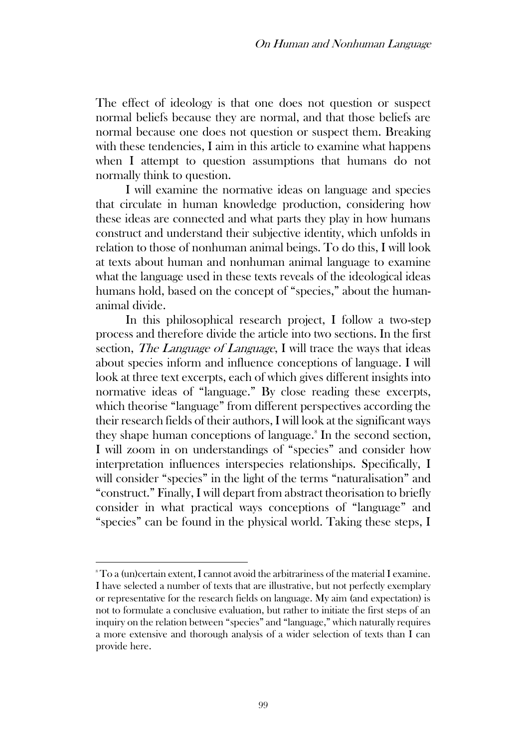The effect of ideology is that one does not question or suspect normal beliefs because they are normal, and that those beliefs are normal because one does not question or suspect them. Breaking with these tendencies, I aim in this article to examine what happens when I attempt to question assumptions that humans do not normally think to question.

I will examine the normative ideas on language and species that circulate in human knowledge production, considering how these ideas are connected and what parts they play in how humans construct and understand their subjective identity, which unfolds in relation to those of nonhuman animal beings. To do this, I will look at texts about human and nonhuman animal language to examine what the language used in these texts reveals of the ideological ideas humans hold, based on the concept of "species," about the human-animal divide.

In this philosophical research project, I follow a two-step process and therefore divide the article into two sections. In the first section, *The Language of Language*, I will trace the ways that ideas about species inform and influence conceptions of language. I will look at three text excerpts, each of which gives different insights into normative ideas of "language." By close reading these excerpts, which theorise "language" from different perspectives according the their research fields of their authors, I will look at the significant ways they shape human conceptions of language.[8] In the second section, I will zoom in on understandings of "species" and consider how interpretation influences interspecies relationships. Specifically, I will consider "species" in the light of the terms "naturalisation" and "construct." Finally, I will depart from abstract theorisation to briefly consider in what practical ways conceptions of "language" and "species" can be found in the physical world. Taking these steps, I

---

[8] To a (un)certain extent, I cannot avoid the arbitrariness of the material I examine. I have selected a number of texts that are illustrative, but not perfectly exemplary or representative for the research fields on language. My aim (and expectation) is not to formulate a conclusive evaluation, but rather to initiate the first steps of an inquiry on the relation between "species" and "language," which naturally requires a more extensive and thorough analysis of a wider selection of texts than I can provide here.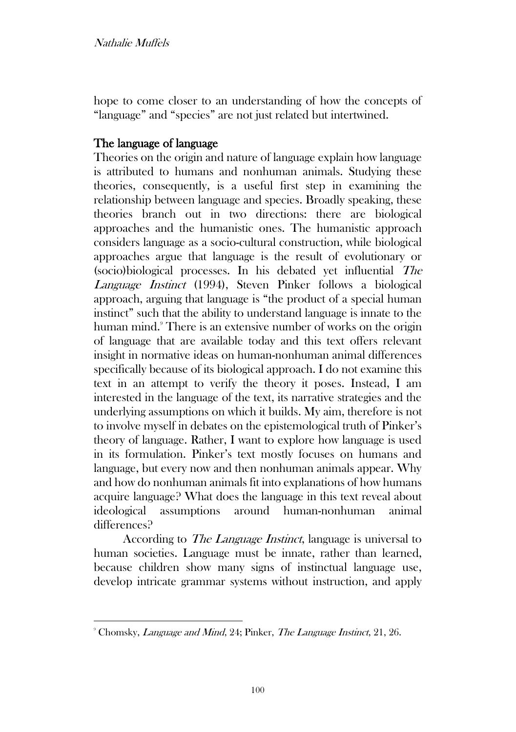hope to come closer to an understanding of how the concepts of "language" and "species" are not just related but intertwined.

## The language of language

Theories on the origin and nature of language explain how language is attributed to humans and nonhuman animals. Studying these theories, consequently, is a useful first step in examining the relationship between language and species. Broadly speaking, these theories branch out in two directions: there are biological approaches and the humanistic ones. The humanistic approach considers language as a socio-cultural construction, while biological approaches argue that language is the result of evolutionary or (socio)biological processes. In his debated yet influential *The Language Instinct* (1994), Steven Pinker follows a biological approach, arguing that language is "the product of a special human instinct" such that the ability to understand language is innate to the human mind.[9] There is an extensive number of works on the origin of language that are available today and this text offers relevant insight in normative ideas on human-nonhuman animal differences specifically because of its biological approach. I do not examine this text in an attempt to verify the theory it poses. Instead, I am interested in the language of the text, its narrative strategies and the underlying assumptions on which it builds. My aim, therefore is not to involve myself in debates on the epistemological truth of Pinker's theory of language. Rather, I want to explore how language is used in its formulation. Pinker's text mostly focuses on humans and language, but every now and then nonhuman animals appear. Why and how do nonhuman animals fit into explanations of how humans acquire language? What does the language in this text reveal about ideological assumptions around human-nonhuman animal differences?

According to *The Language Instinct*, language is universal to human societies. Language must be innate, rather than learned, because children show many signs of instinctual language use, develop intricate grammar systems without instruction, and apply

[9] Chomsky, *Language and Mind*, 24; Pinker, *The Language Instinct*, 21, 26.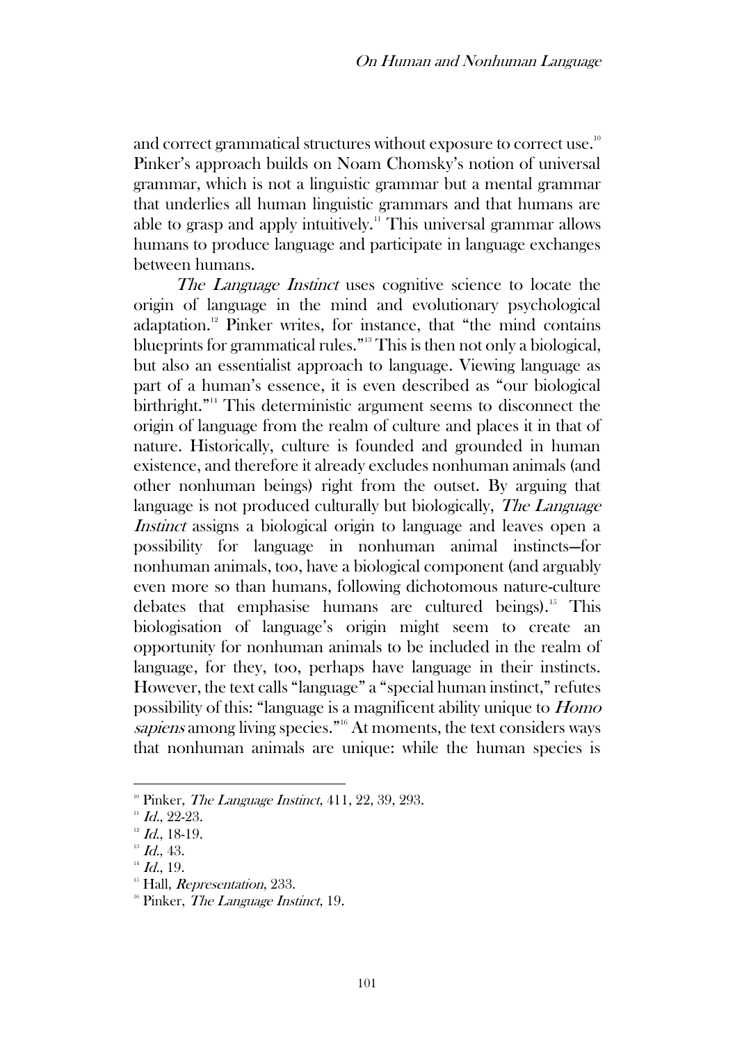and correct grammatical structures without exposure to correct use.[10] Pinker's approach builds on Noam Chomsky's notion of universal grammar, which is not a linguistic grammar but a mental grammar that underlies all human linguistic grammars and that humans are able to grasp and apply intuitively.[11] This universal grammar allows humans to produce language and participate in language exchanges between humans.

*The Language Instinct* uses cognitive science to locate the origin of language in the mind and evolutionary psychological adaptation.[12] Pinker writes, for instance, that "the mind contains blueprints for grammatical rules."[13] This is then not only a biological, but also an essentialist approach to language. Viewing language as part of a human's essence, it is even described as "our biological birthright."[14] This deterministic argument seems to disconnect the origin of language from the realm of culture and places it in that of nature. Historically, culture is founded and grounded in human existence, and therefore it already excludes nonhuman animals (and other nonhuman beings) right from the outset. By arguing that language is not produced culturally but biologically, *The Language Instinct* assigns a biological origin to language and leaves open a possibility for language in nonhuman animal instincts—for nonhuman animals, too, have a biological component (and arguably even more so than humans, following dichotomous nature-culture debates that emphasise humans are cultured beings).[15] This biologisation of language's origin might seem to create an opportunity for nonhuman animals to be included in the realm of language, for they, too, perhaps have language in their instincts. However, the text calls "language" a "special human instinct," refutes possibility of this: "language is a magnificent ability unique to *Homo sapiens* among living species."[16] At moments, the text considers ways that nonhuman animals are unique: while the human species is

---

[10] Pinker, *The Language Instinct*, 411, 22, 39, 293.

[11] *Id.*, 22-23.

[12] *Id.*, 18-19.

[13] *Id.*, 43.

[14] *Id.*, 19.

[15] Hall, *Representation*, 233.

[16] Pinker, *The Language Instinct*, 19.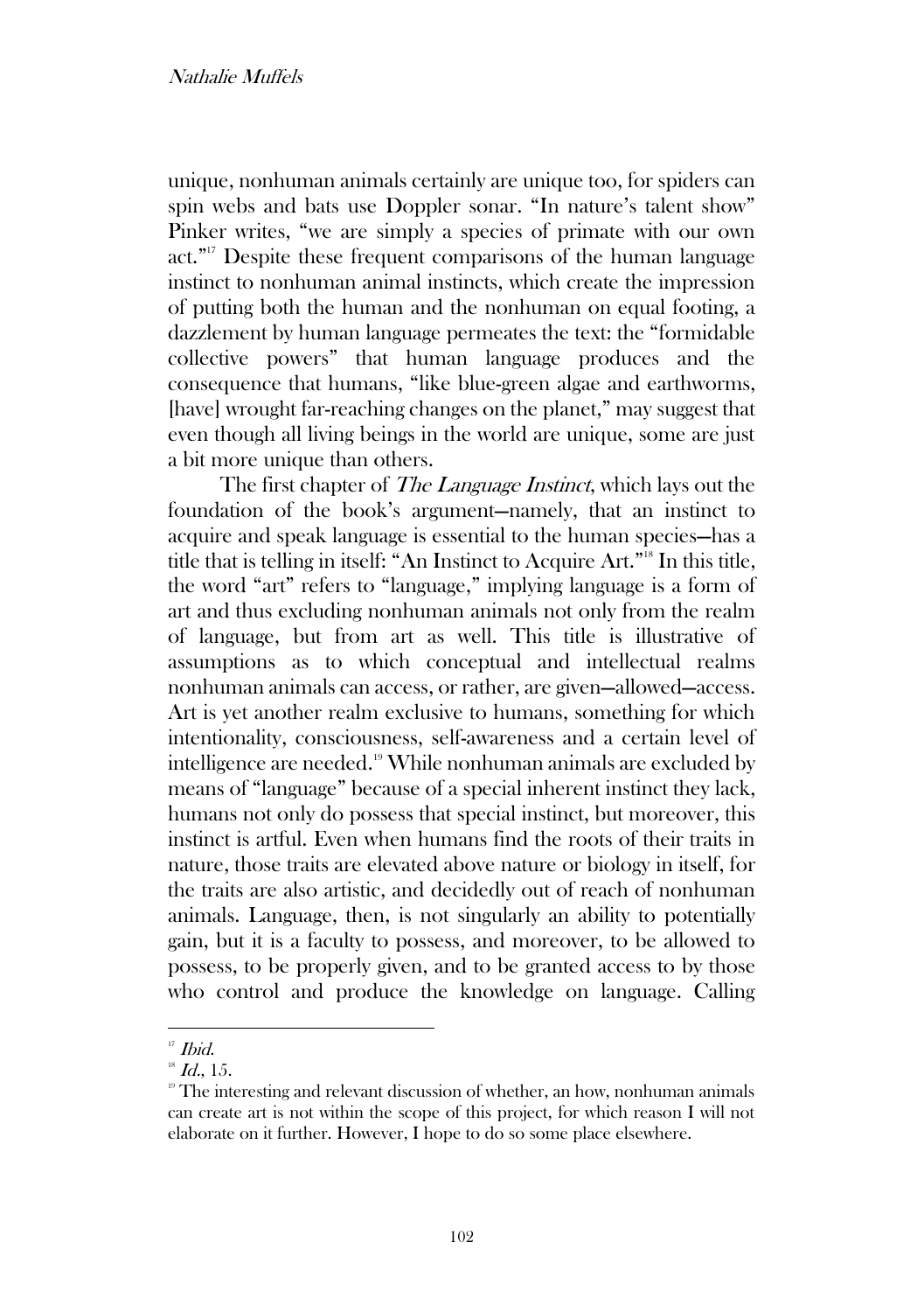unique, nonhuman animals certainly are unique too, for spiders can spin webs and bats use Doppler sonar. "In nature's talent show" Pinker writes, "we are simply a species of primate with our own act."[17] Despite these frequent comparisons of the human language instinct to nonhuman animal instincts, which create the impression of putting both the human and the nonhuman on equal footing, a dazzlement by human language permeates the text: the "formidable collective powers" that human language produces and the consequence that humans, "like blue-green algae and earthworms, [have] wrought far-reaching changes on the planet," may suggest that even though all living beings in the world are unique, some are just a bit more unique than others.

The first chapter of *The Language Instinct*, which lays out the foundation of the book's argument—namely, that an instinct to acquire and speak language is essential to the human species—has a title that is telling in itself: "An Instinct to Acquire Art."[18] In this title, the word "art" refers to "language," implying language is a form of art and thus excluding nonhuman animals not only from the realm of language, but from art as well. This title is illustrative of assumptions as to which conceptual and intellectual realms nonhuman animals can access, or rather, are given—allowed—access. Art is yet another realm exclusive to humans, something for which intentionality, consciousness, self-awareness and a certain level of intelligence are needed.[19] While nonhuman animals are excluded by means of "language" because of a special inherent instinct they lack, humans not only do possess that special instinct, but moreover, this instinct is artful. Even when humans find the roots of their traits in nature, those traits are elevated above nature or biology in itself, for the traits are also artistic, and decidedly out of reach of nonhuman animals. Language, then, is not singularly an ability to potentially gain, but it is a faculty to possess, and moreover, to be allowed to possess, to be properly given, and to be granted access to by those who control and produce the knowledge on language. Calling

---

[17] *Ibid.*

[18] *Id.*, 15.

[19] The interesting and relevant discussion of whether, an how, nonhuman animals can create art is not within the scope of this project, for which reason I will not elaborate on it further. However, I hope to do so some place elsewhere.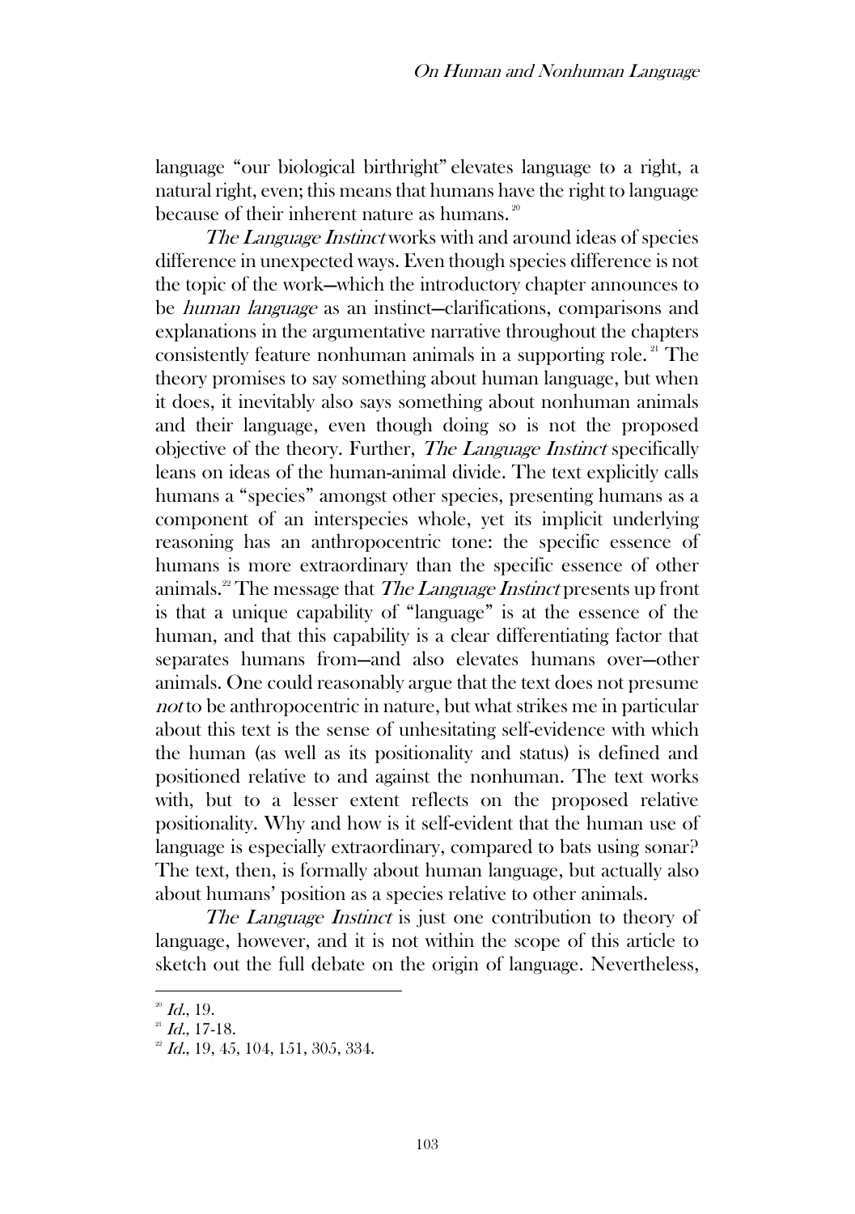language "our biological birthright" elevates language to a right, a natural right, even; this means that humans have the right to language because of their inherent nature as humans.[20]

*The Language Instinct* works with and around ideas of species difference in unexpected ways. Even though species difference is not the topic of the work—which the introductory chapter announces to be *human language* as an instinct—clarifications, comparisons and explanations in the argumentative narrative throughout the chapters consistently feature nonhuman animals in a supporting role.[21] The theory promises to say something about human language, but when it does, it inevitably also says something about nonhuman animals and their language, even though doing so is not the proposed objective of the theory. Further, *The Language Instinct* specifically leans on ideas of the human-animal divide. The text explicitly calls humans a "species" amongst other species, presenting humans as a component of an interspecies whole, yet its implicit underlying reasoning has an anthropocentric tone: the specific essence of humans is more extraordinary than the specific essence of other animals.[22] The message that *The Language Instinct* presents up front is that a unique capability of "language" is at the essence of the human, and that this capability is a clear differentiating factor that separates humans from—and also elevates humans over—other animals. One could reasonably argue that the text does not presume *not* to be anthropocentric in nature, but what strikes me in particular about this text is the sense of unhesitating self-evidence with which the human (as well as its positionality and status) is defined and positioned relative to and against the nonhuman. The text works with, but to a lesser extent reflects on the proposed relative positionality. Why and how is it self-evident that the human use of language is especially extraordinary, compared to bats using sonar? The text, then, is formally about human language, but actually also about humans' position as a species relative to other animals.

*The Language Instinct* is just one contribution to theory of language, however, and it is not within the scope of this article to sketch out the full debate on the origin of language. Nevertheless,

---

[20] *Id.*, 19.

[21] *Id.*, 17-18.

[22] *Id.*, 19, 45, 104, 151, 305, 334.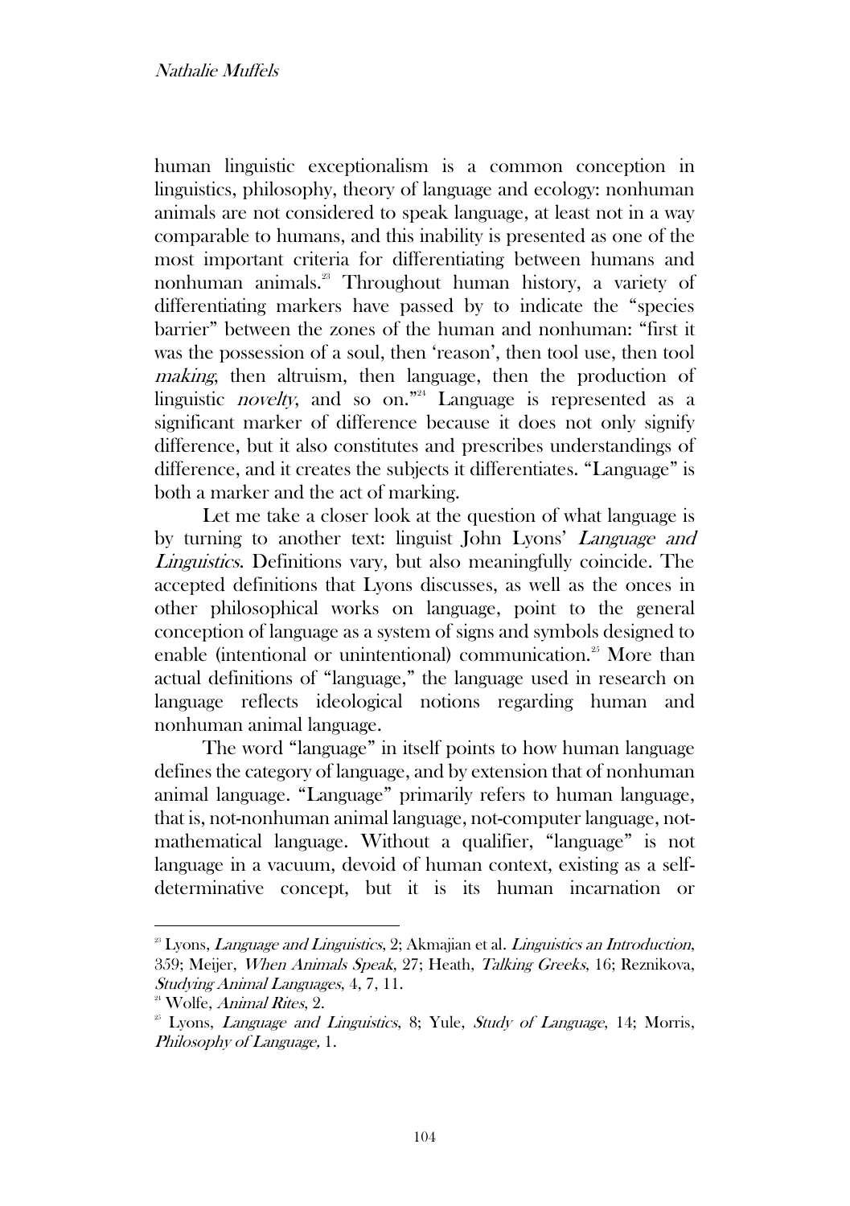human linguistic exceptionalism is a common conception in linguistics, philosophy, theory of language and ecology: nonhuman animals are not considered to speak language, at least not in a way comparable to humans, and this inability is presented as one of the most important criteria for differentiating between humans and nonhuman animals.[23] Throughout human history, a variety of differentiating markers have passed by to indicate the "species barrier" between the zones of the human and nonhuman: "first it was the possession of a soul, then 'reason', then tool use, then tool *making*, then altruism, then language, then the production of linguistic *novelty*, and so on."[24] Language is represented as a significant marker of difference because it does not only signify difference, but it also constitutes and prescribes understandings of difference, and it creates the subjects it differentiates. "Language" is both a marker and the act of marking.

Let me take a closer look at the question of what language is by turning to another text: linguist John Lyons' *Language and Linguistics*. Definitions vary, but also meaningfully coincide. The accepted definitions that Lyons discusses, as well as the onces in other philosophical works on language, point to the general conception of language as a system of signs and symbols designed to enable (intentional or unintentional) communication.[25] More than actual definitions of "language," the language used in research on language reflects ideological notions regarding human and nonhuman animal language.

The word "language" in itself points to how human language defines the category of language, and by extension that of nonhuman animal language. "Language" primarily refers to human language, that is, not-nonhuman animal language, not-computer language, not-mathematical language. Without a qualifier, "language" is not language in a vacuum, devoid of human context, existing as a self-determinative concept, but it is its human incarnation or

---

[23] Lyons, *Language and Linguistics*, 2; Akmajian et al. *Linguistics an Introduction*, 359; Meijer, *When Animals Speak*, 27; Heath, *Talking Greeks*, 16; Reznikova, *Studying Animal Languages*, 4, 7, 11.

[24] Wolfe, *Animal Rites*, 2.

[25] Lyons, *Language and Linguistics*, 8; Yule, *Study of Language*, 14; Morris, *Philosophy of Language*, 1.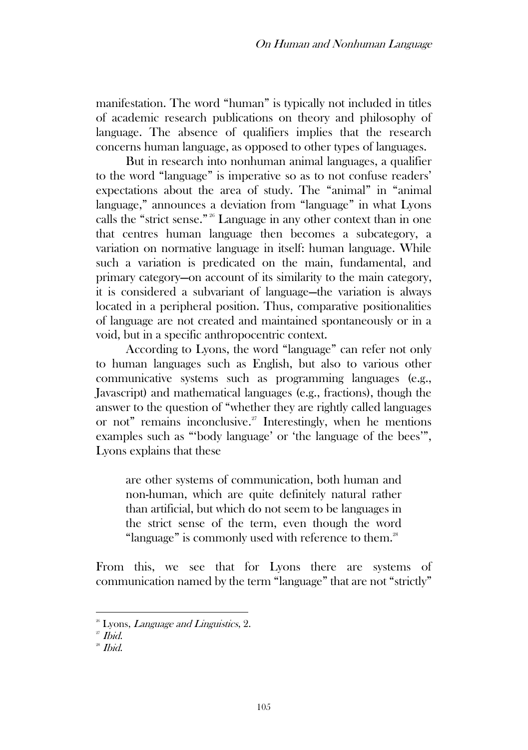manifestation. The word "human" is typically not included in titles of academic research publications on theory and philosophy of language. The absence of qualifiers implies that the research concerns human language, as opposed to other types of languages.

But in research into nonhuman animal languages, a qualifier to the word "language" is imperative so as to not confuse readers' expectations about the area of study. The "animal" in "animal language," announces a deviation from "language" in what Lyons calls the "strict sense."[26] Language in any other context than in one that centres human language then becomes a subcategory, a variation on normative language in itself: human language. While such a variation is predicated on the main, fundamental, and primary category—on account of its similarity to the main category, it is considered a subvariant of language—the variation is always located in a peripheral position. Thus, comparative positionalities of language are not created and maintained spontaneously or in a void, but in a specific anthropocentric context.

According to Lyons, the word "language" can refer not only to human languages such as English, but also to various other communicative systems such as programming languages (e.g., Javascript) and mathematical languages (e.g., fractions), though the answer to the question of "whether they are rightly called languages or not" remains inconclusive.[27] Interestingly, when he mentions examples such as "'body language' or 'the language of the bees'", Lyons explains that these

> are other systems of communication, both human and non-human, which are quite definitely natural rather than artificial, but which do not seem to be languages in the strict sense of the term, even though the word "language" is commonly used with reference to them.[28]

From this, we see that for Lyons there are systems of communication named by the term "language" that are not "strictly"

---

[26] Lyons, *Language and Linguistics*, 2.

[27] *Ibid.*

[28] *Ibid.*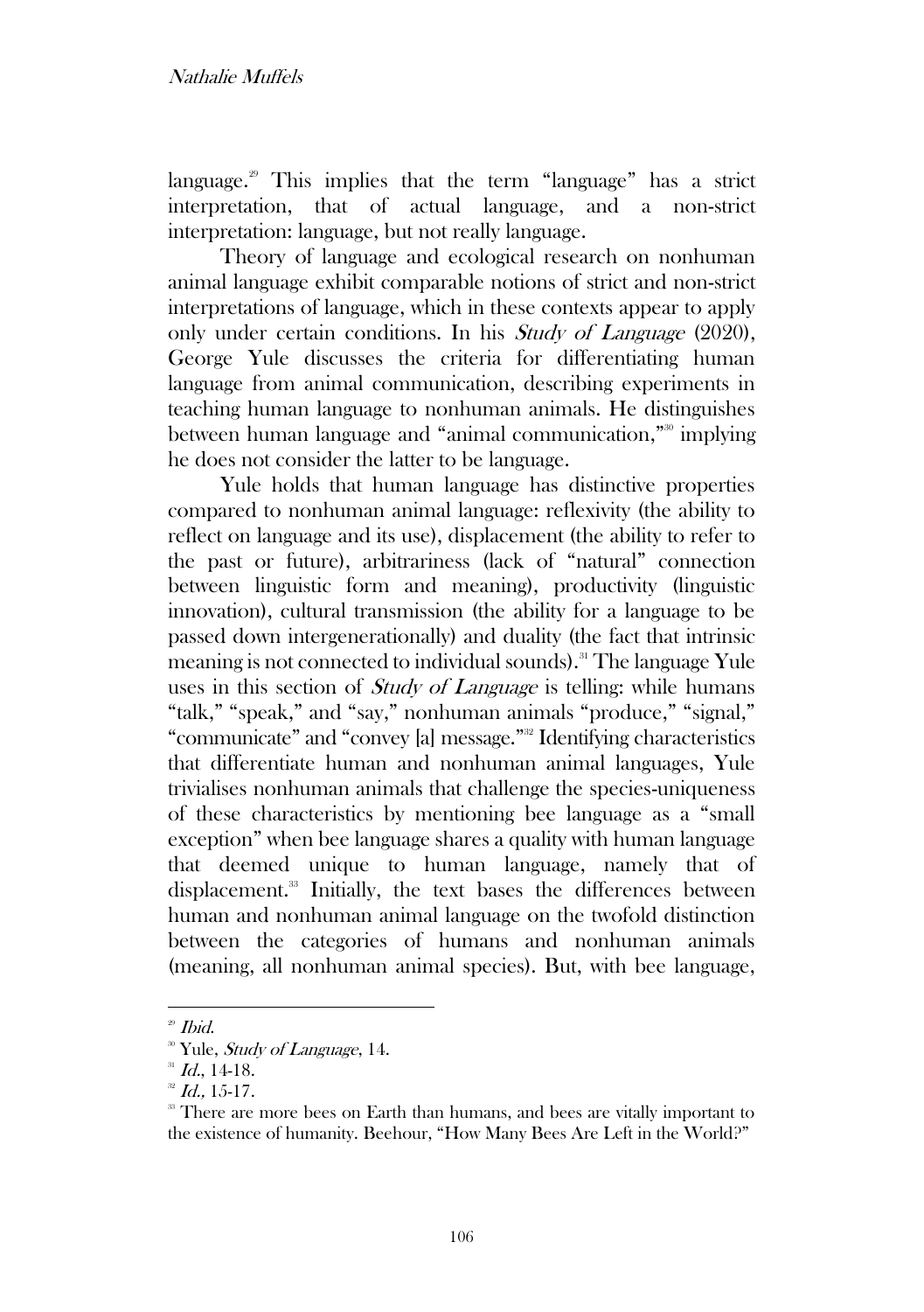language.[29] This implies that the term "language" has a strict interpretation, that of actual language, and a non-strict interpretation: language, but not really language.

Theory of language and ecological research on nonhuman animal language exhibit comparable notions of strict and non-strict interpretations of language, which in these contexts appear to apply only under certain conditions. In his *Study of Language* (2020), George Yule discusses the criteria for differentiating human language from animal communication, describing experiments in teaching human language to nonhuman animals. He distinguishes between human language and "animal communication,"[30] implying he does not consider the latter to be language.

Yule holds that human language has distinctive properties compared to nonhuman animal language: reflexivity (the ability to reflect on language and its use), displacement (the ability to refer to the past or future), arbitrariness (lack of "natural" connection between linguistic form and meaning), productivity (linguistic innovation), cultural transmission (the ability for a language to be passed down intergenerationally) and duality (the fact that intrinsic meaning is not connected to individual sounds).[31] The language Yule uses in this section of *Study of Language* is telling: while humans "talk," "speak," and "say," nonhuman animals "produce," "signal," "communicate" and "convey [a] message."[32] Identifying characteristics that differentiate human and nonhuman animal languages, Yule trivialises nonhuman animals that challenge the species-uniqueness of these characteristics by mentioning bee language as a "small exception" when bee language shares a quality with human language that deemed unique to human language, namely that of displacement.[33] Initially, the text bases the differences between human and nonhuman animal language on the twofold distinction between the categories of humans and nonhuman animals (meaning, all nonhuman animal species). But, with bee language,

---

[29] *Ibid.*

[30] Yule, *Study of Language*, 14.

[31] *Id.*, 14-18.

[32] *Id.*, 15-17.

[33] There are more bees on Earth than humans, and bees are vitally important to the existence of humanity. Beehour, "How Many Bees Are Left in the World?"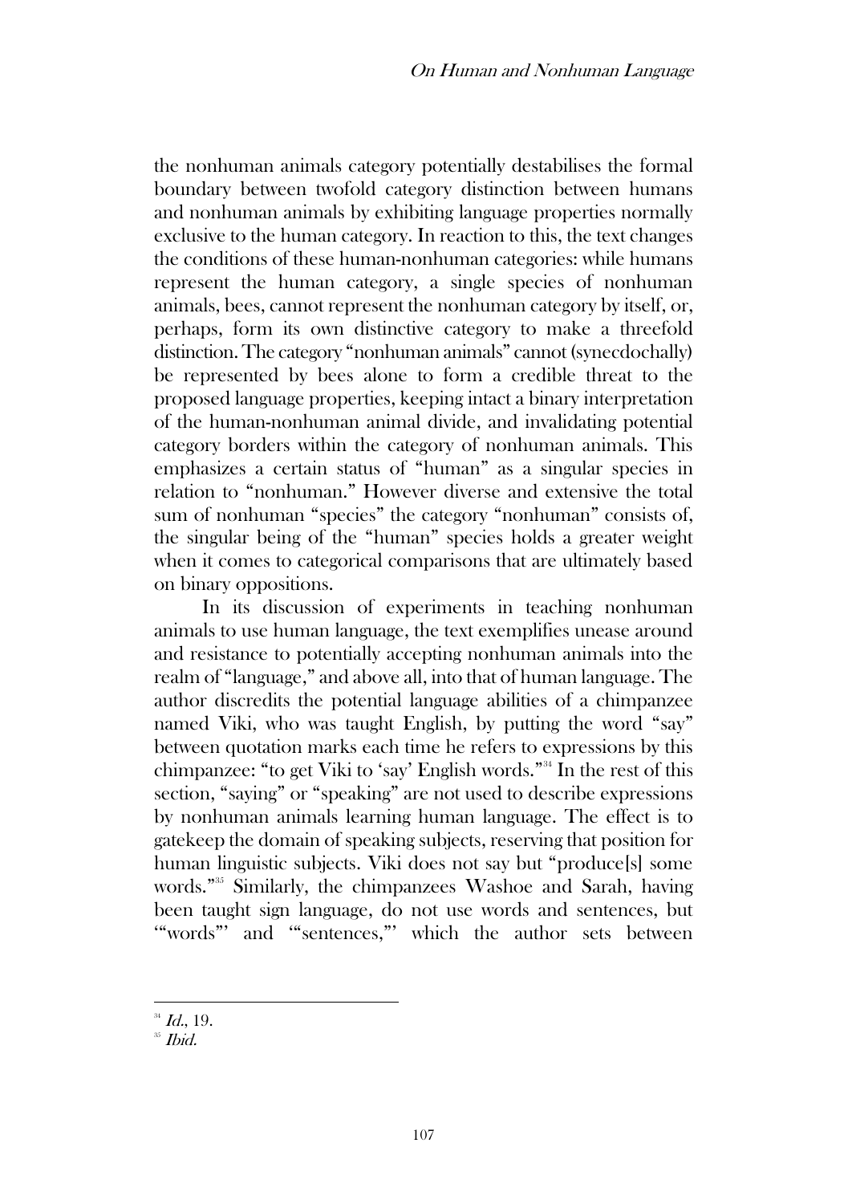the nonhuman animals category potentially destabilises the formal boundary between twofold category distinction between humans and nonhuman animals by exhibiting language properties normally exclusive to the human category. In reaction to this, the text changes the conditions of these human-nonhuman categories: while humans represent the human category, a single species of nonhuman animals, bees, cannot represent the nonhuman category by itself, or, perhaps, form its own distinctive category to make a threefold distinction. The category "nonhuman animals" cannot (synecdochally) be represented by bees alone to form a credible threat to the proposed language properties, keeping intact a binary interpretation of the human-nonhuman animal divide, and invalidating potential category borders within the category of nonhuman animals. This emphasizes a certain status of "human" as a singular species in relation to "nonhuman." However diverse and extensive the total sum of nonhuman "species" the category "nonhuman" consists of, the singular being of the "human" species holds a greater weight when it comes to categorical comparisons that are ultimately based on binary oppositions.

In its discussion of experiments in teaching nonhuman animals to use human language, the text exemplifies unease around and resistance to potentially accepting nonhuman animals into the realm of "language," and above all, into that of human language. The author discredits the potential language abilities of a chimpanzee named Viki, who was taught English, by putting the word "say" between quotation marks each time he refers to expressions by this chimpanzee: "to get Viki to 'say' English words."[34] In the rest of this section, "saying" or "speaking" are not used to describe expressions by nonhuman animals learning human language. The effect is to gatekeep the domain of speaking subjects, reserving that position for human linguistic subjects. Viki does not say but "produce[s] some words."[35] Similarly, the chimpanzees Washoe and Sarah, having been taught sign language, do not use words and sentences, but '"words"' and '"sentences,"' which the author sets between

[34] *Id.*, 19.

[35] *Ibid.*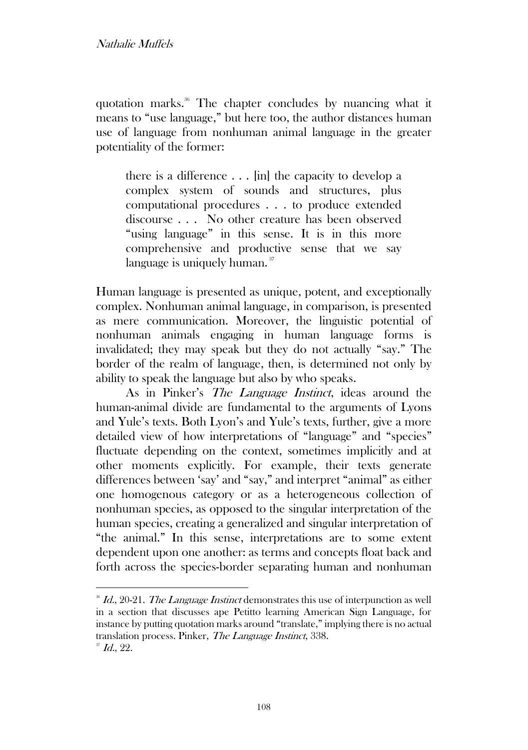quotation marks.[36] The chapter concludes by nuancing what it means to "use language," but here too, the author distances human use of language from nonhuman animal language in the greater potentiality of the former:

> there is a difference . . . [in] the capacity to develop a complex system of sounds and structures, plus computational procedures . . . to produce extended discourse . . . No other creature has been observed "using language" in this sense. It is in this more comprehensive and productive sense that we say language is uniquely human.[37]

Human language is presented as unique, potent, and exceptionally complex. Nonhuman animal language, in comparison, is presented as mere communication. Moreover, the linguistic potential of nonhuman animals engaging in human language forms is invalidated; they may speak but they do not actually "say." The border of the realm of language, then, is determined not only by ability to speak the language but also by who speaks.

As in Pinker's *The Language Instinct*, ideas around the human-animal divide are fundamental to the arguments of Lyons and Yule's texts. Both Lyon's and Yule's texts, further, give a more detailed view of how interpretations of "language" and "species" fluctuate depending on the context, sometimes implicitly and at other moments explicitly. For example, their texts generate differences between 'say' and "say," and interpret "animal" as either one homogenous category or as a heterogeneous collection of nonhuman species, as opposed to the singular interpretation of the human species, creating a generalized and singular interpretation of "the animal." In this sense, interpretations are to some extent dependent upon one another: as terms and concepts float back and forth across the species-border separating human and nonhuman

---

[36] *Id.*, 20-21. *The Language Instinct* demonstrates this use of interpunction as well in a section that discusses ape Petitto learning American Sign Language, for instance by putting quotation marks around "translate," implying there is no actual translation process. Pinker, *The Language Instinct*, 338.

[37] *Id.*, 22.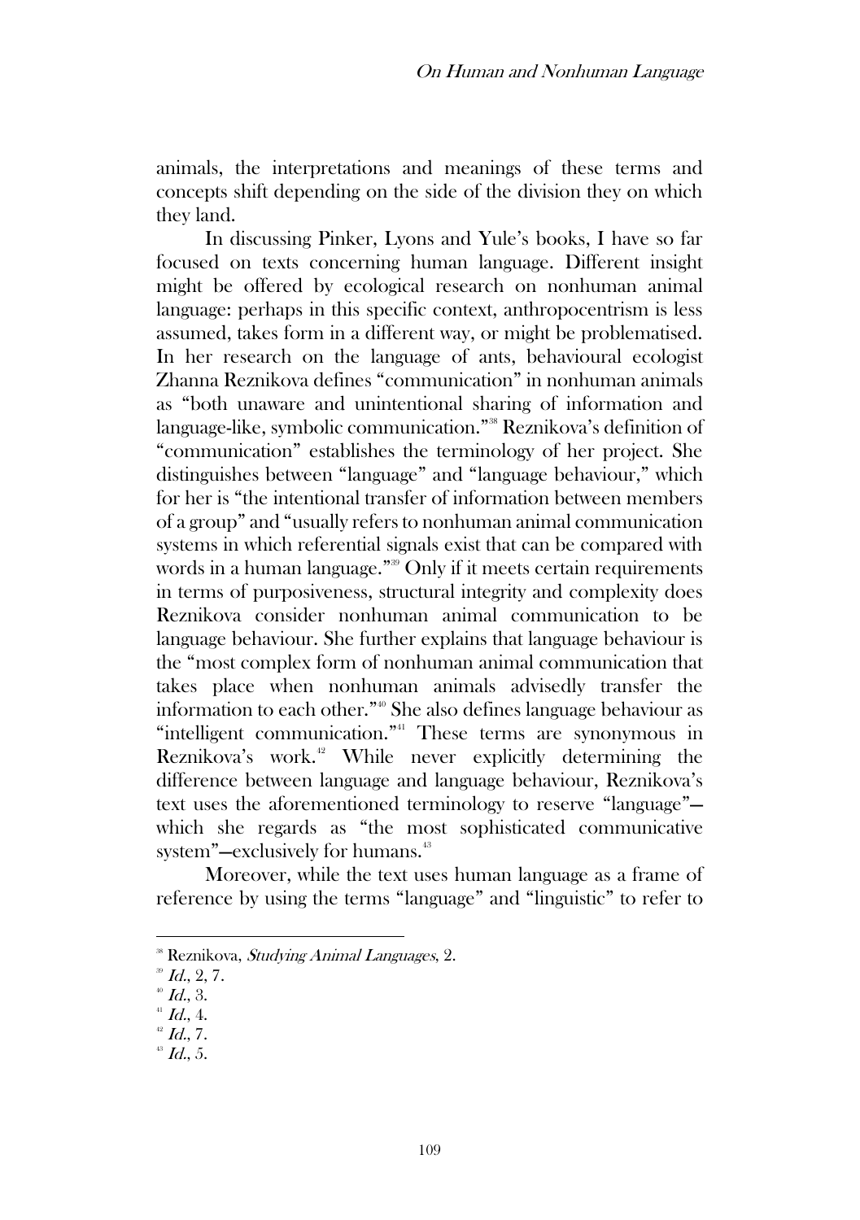animals, the interpretations and meanings of these terms and concepts shift depending on the side of the division they on which they land.

In discussing Pinker, Lyons and Yule's books, I have so far focused on texts concerning human language. Different insight might be offered by ecological research on nonhuman animal language: perhaps in this specific context, anthropocentrism is less assumed, takes form in a different way, or might be problematised. In her research on the language of ants, behavioural ecologist Zhanna Reznikova defines "communication" in nonhuman animals as "both unaware and unintentional sharing of information and language-like, symbolic communication."[38] Reznikova's definition of "communication" establishes the terminology of her project. She distinguishes between "language" and "language behaviour," which for her is "the intentional transfer of information between members of a group" and "usually refers to nonhuman animal communication systems in which referential signals exist that can be compared with words in a human language."[39] Only if it meets certain requirements in terms of purposiveness, structural integrity and complexity does Reznikova consider nonhuman animal communication to be language behaviour. She further explains that language behaviour is the "most complex form of nonhuman animal communication that takes place when nonhuman animals advisedly transfer the information to each other."[40] She also defines language behaviour as "intelligent communication."[41] These terms are synonymous in Reznikova's work.[42] While never explicitly determining the difference between language and language behaviour, Reznikova's text uses the aforementioned terminology to reserve "language"—which she regards as "the most sophisticated communicative system"—exclusively for humans.[43]

Moreover, while the text uses human language as a frame of reference by using the terms "language" and "linguistic" to refer to

---

[38] Reznikova, *Studying Animal Languages*, 2.

[39] *Id.*, 2, 7.

[40] *Id.*, 3.

[41] *Id.*, 4.

[42] *Id.*, 7.

[43] *Id.*, 5.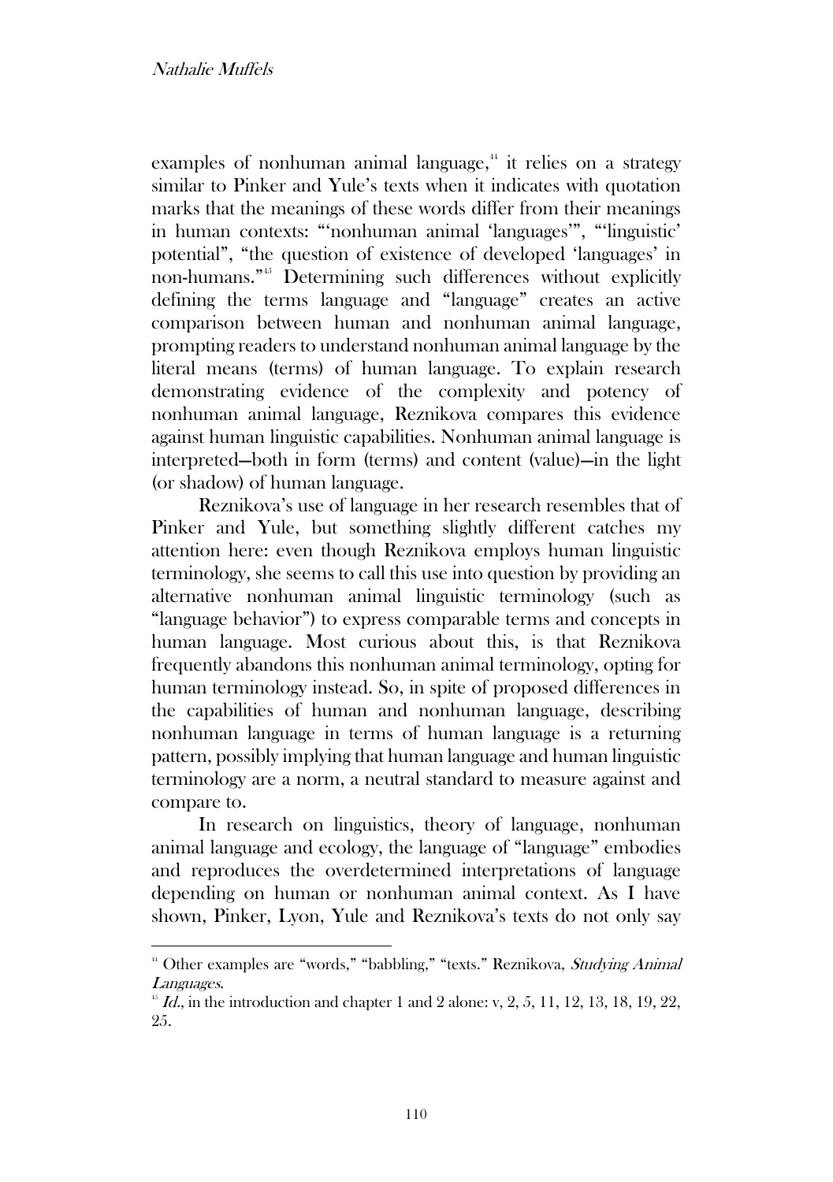examples of nonhuman animal language,[44] it relies on a strategy similar to Pinker and Yule's texts when it indicates with quotation marks that the meanings of these words differ from their meanings in human contexts: "'nonhuman animal 'languages'", "'linguistic' potential", "the question of existence of developed 'languages' in non-humans."[45] Determining such differences without explicitly defining the terms language and "language" creates an active comparison between human and nonhuman animal language, prompting readers to understand nonhuman animal language by the literal means (terms) of human language. To explain research demonstrating evidence of the complexity and potency of nonhuman animal language, Reznikova compares this evidence against human linguistic capabilities. Nonhuman animal language is interpreted—both in form (terms) and content (value)—in the light (or shadow) of human language.

Reznikova's use of language in her research resembles that of Pinker and Yule, but something slightly different catches my attention here: even though Reznikova employs human linguistic terminology, she seems to call this use into question by providing an alternative nonhuman animal linguistic terminology (such as "language behavior") to express comparable terms and concepts in human language. Most curious about this, is that Reznikova frequently abandons this nonhuman animal terminology, opting for human terminology instead. So, in spite of proposed differences in the capabilities of human and nonhuman language, describing nonhuman language in terms of human language is a returning pattern, possibly implying that human language and human linguistic terminology are a norm, a neutral standard to measure against and compare to.

In research on linguistics, theory of language, nonhuman animal language and ecology, the language of "language" embodies and reproduces the overdetermined interpretations of language depending on human or nonhuman animal context. As I have shown, Pinker, Lyon, Yule and Reznikova's texts do not only say

---

[44] Other examples are "words," "babbling," "texts." Reznikova, *Studying Animal Languages*.

[45] *Id.*, in the introduction and chapter 1 and 2 alone: v, 2, 5, 11, 12, 13, 18, 19, 22, 25.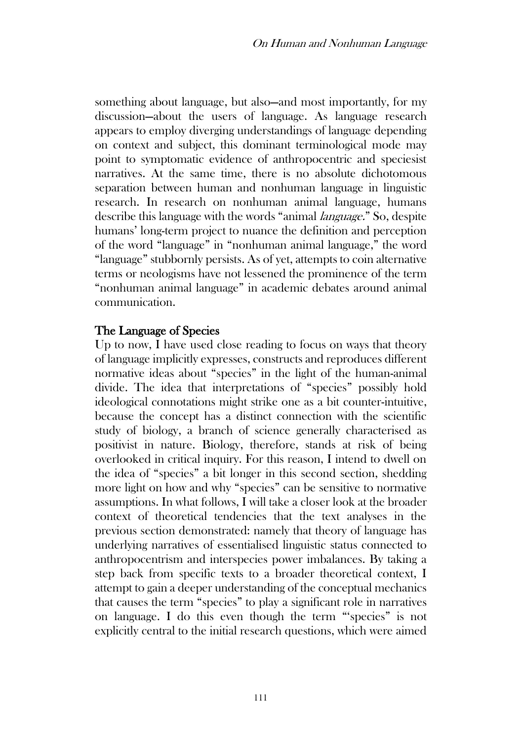something about language, but also—and most importantly, for my discussion—about the users of language. As language research appears to employ diverging understandings of language depending on context and subject, this dominant terminological mode may point to symptomatic evidence of anthropocentric and speciesist narratives. At the same time, there is no absolute dichotomous separation between human and nonhuman language in linguistic research. In research on nonhuman animal language, humans describe this language with the words "animal *language*." So, despite humans' long-term project to nuance the definition and perception of the word "language" in "nonhuman animal language," the word "language" stubbornly persists. As of yet, attempts to coin alternative terms or neologisms have not lessened the prominence of the term "nonhuman animal language" in academic debates around animal communication.

## The Language of Species

Up to now, I have used close reading to focus on ways that theory of language implicitly expresses, constructs and reproduces different normative ideas about "species" in the light of the human-animal divide. The idea that interpretations of "species" possibly hold ideological connotations might strike one as a bit counter-intuitive, because the concept has a distinct connection with the scientific study of biology, a branch of science generally characterised as positivist in nature. Biology, therefore, stands at risk of being overlooked in critical inquiry. For this reason, I intend to dwell on the idea of "species" a bit longer in this second section, shedding more light on how and why "species" can be sensitive to normative assumptions. In what follows, I will take a closer look at the broader context of theoretical tendencies that the text analyses in the previous section demonstrated: namely that theory of language has underlying narratives of essentialised linguistic status connected to anthropocentrism and interspecies power imbalances. By taking a step back from specific texts to a broader theoretical context, I attempt to gain a deeper understanding of the conceptual mechanics that causes the term "species" to play a significant role in narratives on language. I do this even though the term "'species" is not explicitly central to the initial research questions, which were aimed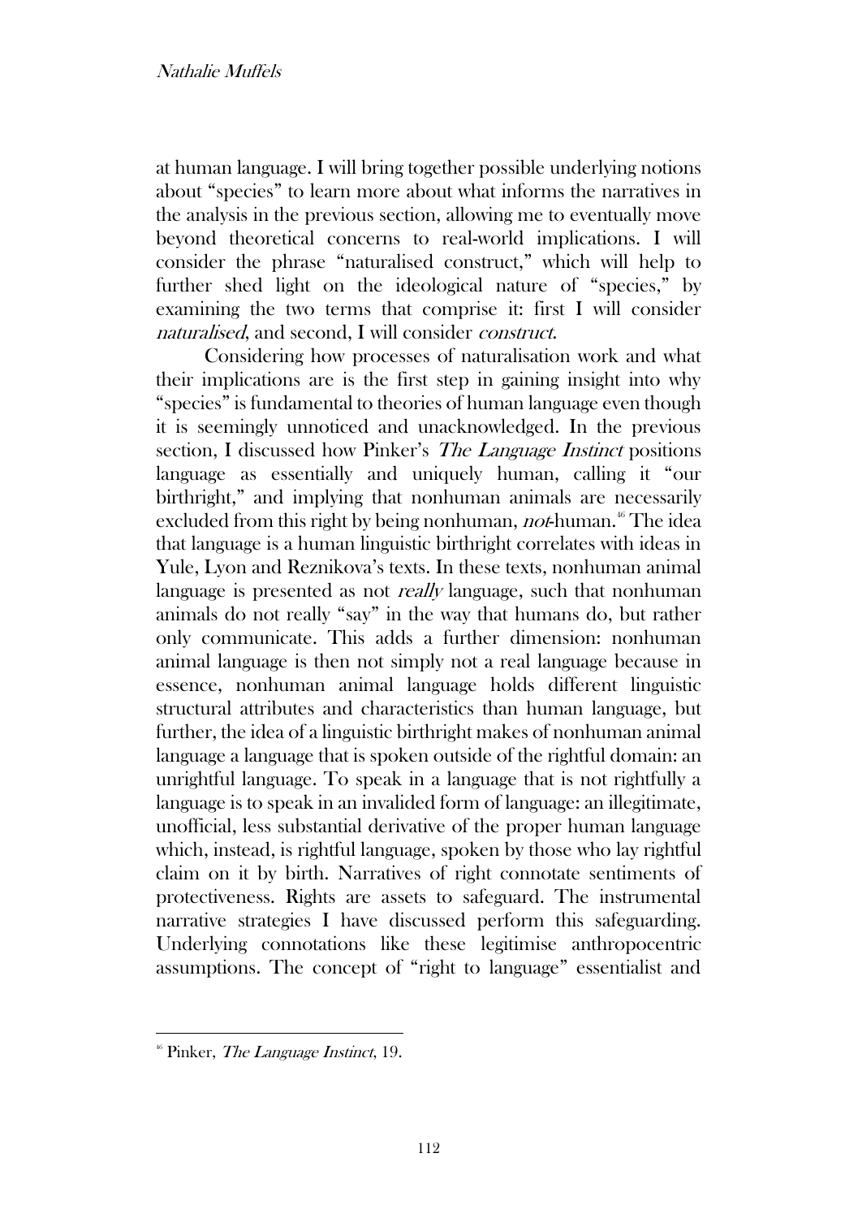at human language. I will bring together possible underlying notions about "species" to learn more about what informs the narratives in the analysis in the previous section, allowing me to eventually move beyond theoretical concerns to real-world implications. I will consider the phrase "naturalised construct," which will help to further shed light on the ideological nature of "species," by examining the two terms that comprise it: first I will consider *naturalised*, and second, I will consider *construct*.

Considering how processes of naturalisation work and what their implications are is the first step in gaining insight into why "species" is fundamental to theories of human language even though it is seemingly unnoticed and unacknowledged. In the previous section, I discussed how Pinker's *The Language Instinct* positions language as essentially and uniquely human, calling it "our birthright," and implying that nonhuman animals are necessarily excluded from this right by being nonhuman, *not*-human.[46] The idea that language is a human linguistic birthright correlates with ideas in Yule, Lyon and Reznikova's texts. In these texts, nonhuman animal language is presented as not *really* language, such that nonhuman animals do not really "say" in the way that humans do, but rather only communicate. This adds a further dimension: nonhuman animal language is then not simply not a real language because in essence, nonhuman animal language holds different linguistic structural attributes and characteristics than human language, but further, the idea of a linguistic birthright makes of nonhuman animal language a language that is spoken outside of the rightful domain: an unrightful language. To speak in a language that is not rightfully a language is to speak in an invalided form of language: an illegitimate, unofficial, less substantial derivative of the proper human language which, instead, is rightful language, spoken by those who lay rightful claim on it by birth. Narratives of right connotate sentiments of protectiveness. Rights are assets to safeguard. The instrumental narrative strategies I have discussed perform this safeguarding. Underlying connotations like these legitimise anthropocentric assumptions. The concept of "right to language" essentialist and

---

[46] Pinker, *The Language Instinct*, 19.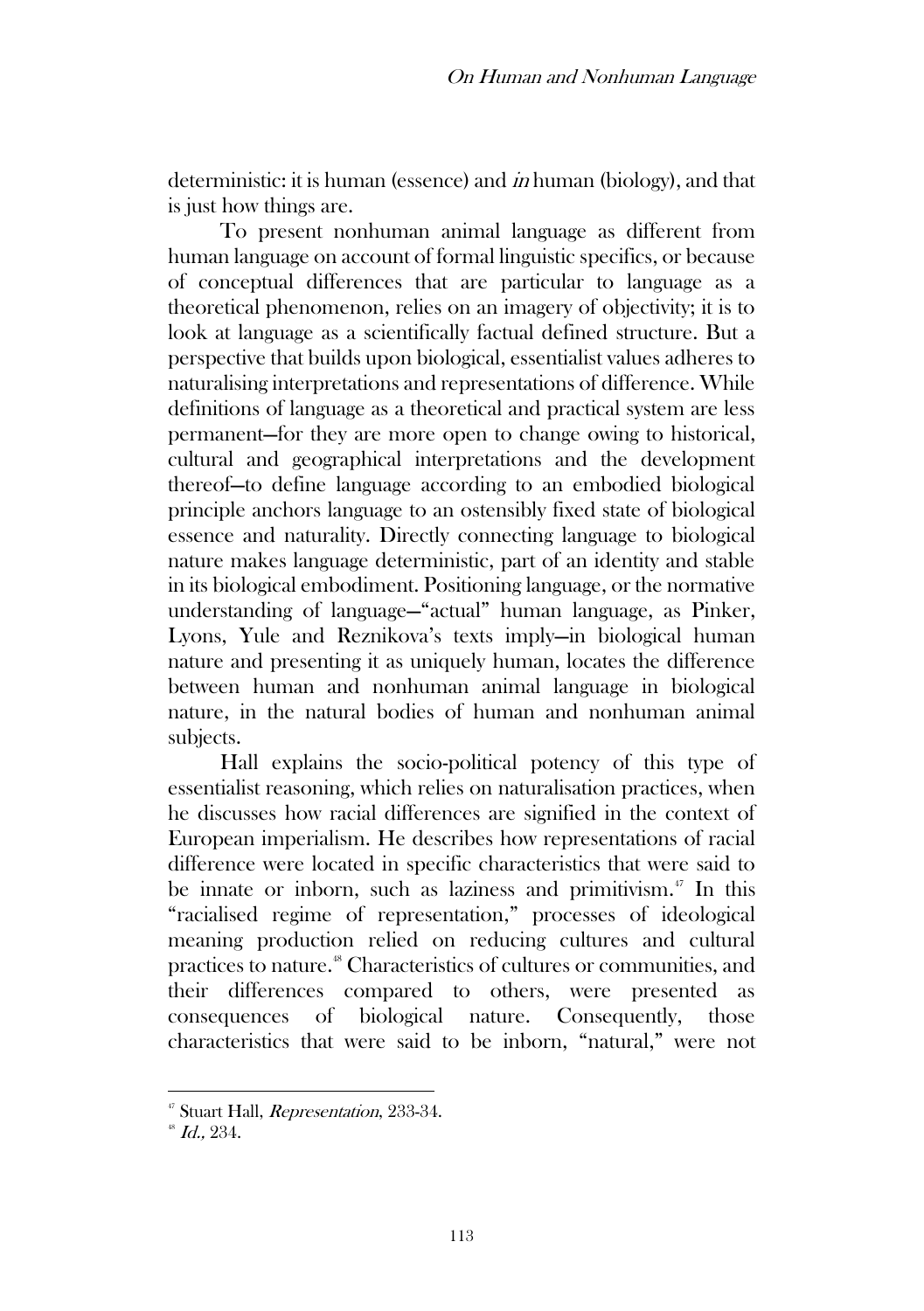deterministic: it is human (essence) and *in* human (biology), and that is just how things are.

To present nonhuman animal language as different from human language on account of formal linguistic specifics, or because of conceptual differences that are particular to language as a theoretical phenomenon, relies on an imagery of objectivity; it is to look at language as a scientifically factual defined structure. But a perspective that builds upon biological, essentialist values adheres to naturalising interpretations and representations of difference. While definitions of language as a theoretical and practical system are less permanent—for they are more open to change owing to historical, cultural and geographical interpretations and the development thereof—to define language according to an embodied biological principle anchors language to an ostensibly fixed state of biological essence and naturality. Directly connecting language to biological nature makes language deterministic, part of an identity and stable in its biological embodiment. Positioning language, or the normative understanding of language—"actual" human language, as Pinker, Lyons, Yule and Reznikova's texts imply—in biological human nature and presenting it as uniquely human, locates the difference between human and nonhuman animal language in biological nature, in the natural bodies of human and nonhuman animal subjects.

Hall explains the socio-political potency of this type of essentialist reasoning, which relies on naturalisation practices, when he discusses how racial differences are signified in the context of European imperialism. He describes how representations of racial difference were located in specific characteristics that were said to be innate or inborn, such as laziness and primitivism.[47] In this "racialised regime of representation," processes of ideological meaning production relied on reducing cultures and cultural practices to nature.[48] Characteristics of cultures or communities, and their differences compared to others, were presented as consequences of biological nature. Consequently, those characteristics that were said to be inborn, "natural," were not

---

[47] Stuart Hall, *Representation*, 233-34.

[48] *Id.,* 234.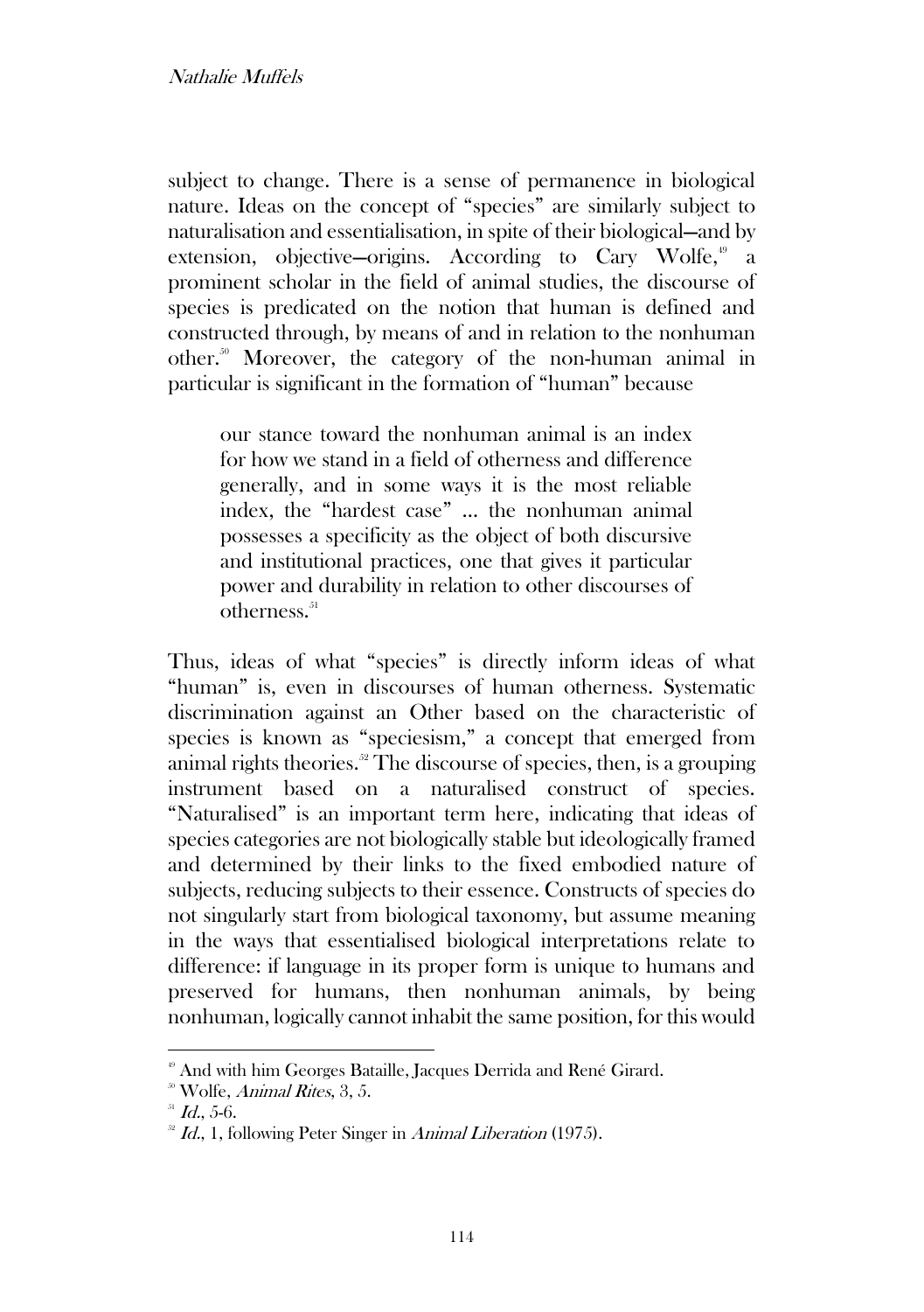subject to change. There is a sense of permanence in biological nature. Ideas on the concept of "species" are similarly subject to naturalisation and essentialisation, in spite of their biological—and by extension, objective—origins. According to Cary Wolfe,[49] a prominent scholar in the field of animal studies, the discourse of species is predicated on the notion that human is defined and constructed through, by means of and in relation to the nonhuman other.[50] Moreover, the category of the non-human animal in particular is significant in the formation of "human" because

> our stance toward the nonhuman animal is an index for how we stand in a field of otherness and difference generally, and in some ways it is the most reliable index, the "hardest case" ... the nonhuman animal possesses a specificity as the object of both discursive and institutional practices, one that gives it particular power and durability in relation to other discourses of otherness.[51]

Thus, ideas of what "species" is directly inform ideas of what "human" is, even in discourses of human otherness. Systematic discrimination against an Other based on the characteristic of species is known as "speciesism," a concept that emerged from animal rights theories.[52] The discourse of species, then, is a grouping instrument based on a naturalised construct of species. "Naturalised" is an important term here, indicating that ideas of species categories are not biologically stable but ideologically framed and determined by their links to the fixed embodied nature of subjects, reducing subjects to their essence. Constructs of species do not singularly start from biological taxonomy, but assume meaning in the ways that essentialised biological interpretations relate to difference: if language in its proper form is unique to humans and preserved for humans, then nonhuman animals, by being nonhuman, logically cannot inhabit the same position, for this would

---

[49] And with him Georges Bataille, Jacques Derrida and René Girard.

[50] Wolfe, *Animal Rites*, 3, 5.

[51] *Id.*, 5-6.

[52] *Id.*, 1, following Peter Singer in *Animal Liberation* (1975).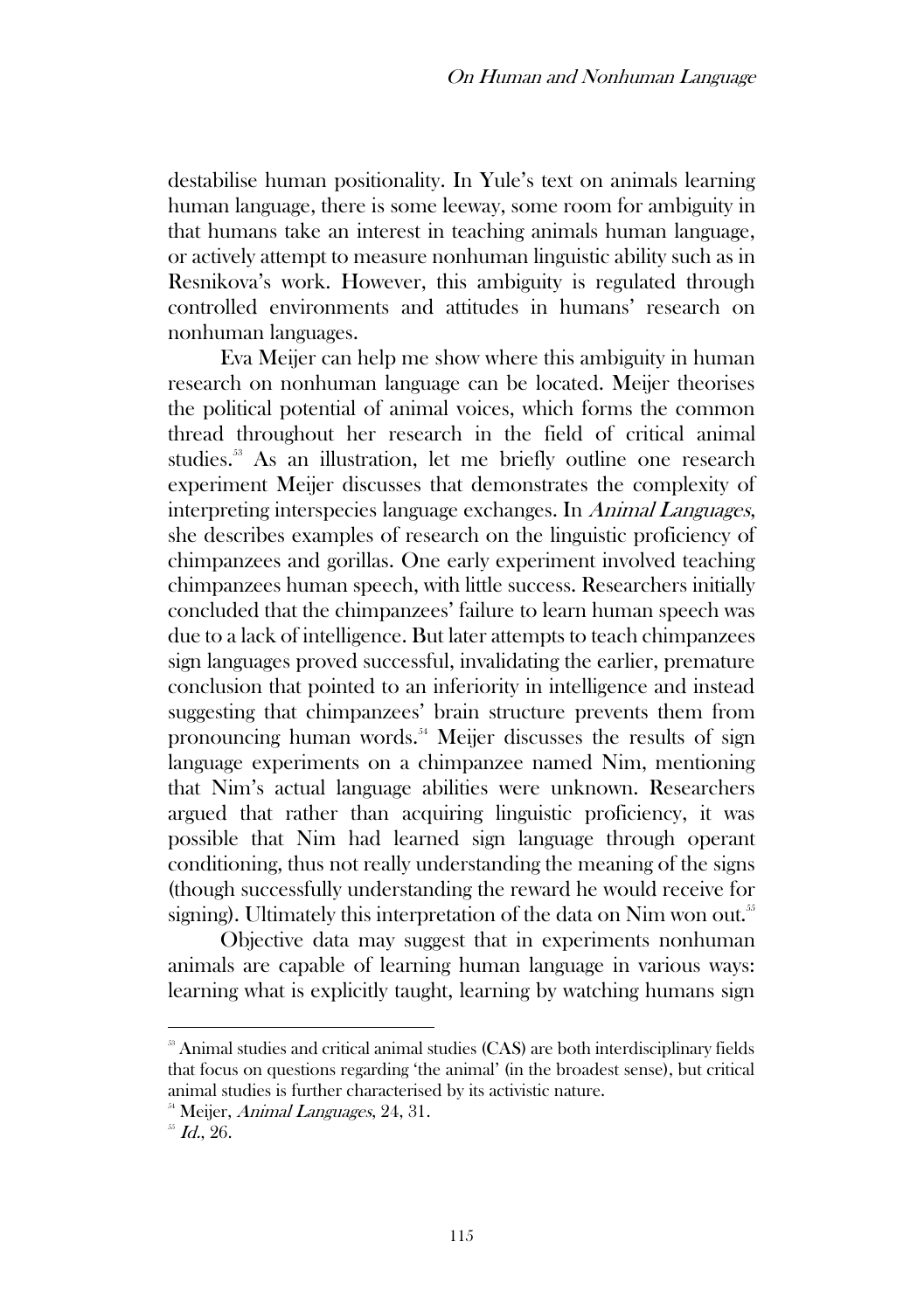destabilise human positionality. In Yule's text on animals learning human language, there is some leeway, some room for ambiguity in that humans take an interest in teaching animals human language, or actively attempt to measure nonhuman linguistic ability such as in Resnikova's work. However, this ambiguity is regulated through controlled environments and attitudes in humans' research on nonhuman languages.

Eva Meijer can help me show where this ambiguity in human research on nonhuman language can be located. Meijer theorises the political potential of animal voices, which forms the common thread throughout her research in the field of critical animal studies.[53] As an illustration, let me briefly outline one research experiment Meijer discusses that demonstrates the complexity of interpreting interspecies language exchanges. In *Animal Languages*, she describes examples of research on the linguistic proficiency of chimpanzees and gorillas. One early experiment involved teaching chimpanzees human speech, with little success. Researchers initially concluded that the chimpanzees' failure to learn human speech was due to a lack of intelligence. But later attempts to teach chimpanzees sign languages proved successful, invalidating the earlier, premature conclusion that pointed to an inferiority in intelligence and instead suggesting that chimpanzees' brain structure prevents them from pronouncing human words.[54] Meijer discusses the results of sign language experiments on a chimpanzee named Nim, mentioning that Nim's actual language abilities were unknown. Researchers argued that rather than acquiring linguistic proficiency, it was possible that Nim had learned sign language through operant conditioning, thus not really understanding the meaning of the signs (though successfully understanding the reward he would receive for signing). Ultimately this interpretation of the data on Nim won out.[55]

Objective data may suggest that in experiments nonhuman animals are capable of learning human language in various ways: learning what is explicitly taught, learning by watching humans sign

---

[53] Animal studies and critical animal studies (CAS) are both interdisciplinary fields that focus on questions regarding 'the animal' (in the broadest sense), but critical animal studies is further characterised by its activistic nature.

[54] Meijer, *Animal Languages*, 24, 31.

[55] *Id.*, 26.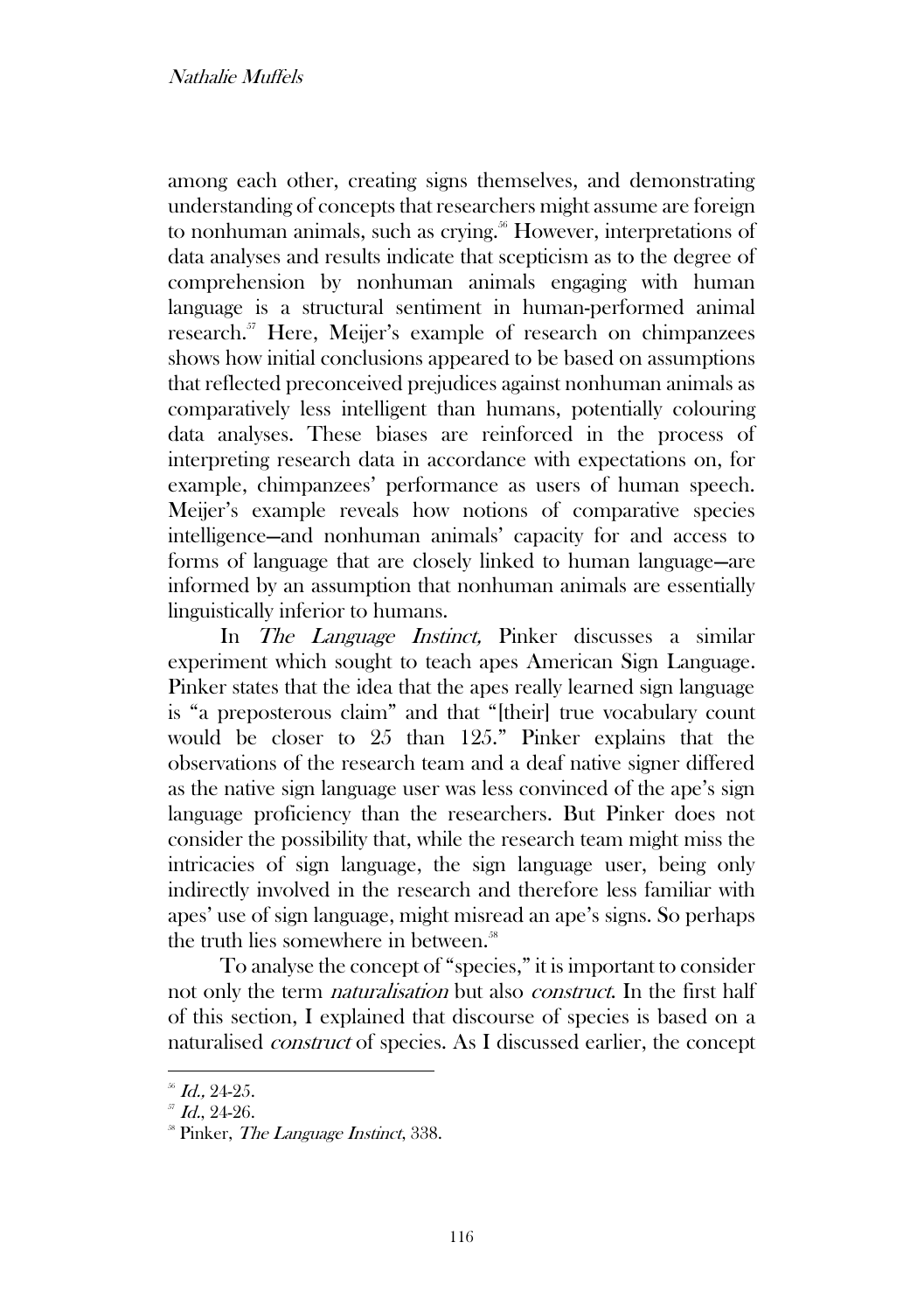among each other, creating signs themselves, and demonstrating understanding of concepts that researchers might assume are foreign to nonhuman animals, such as crying.[56] However, interpretations of data analyses and results indicate that scepticism as to the degree of comprehension by nonhuman animals engaging with human language is a structural sentiment in human-performed animal research.[57] Here, Meijer's example of research on chimpanzees shows how initial conclusions appeared to be based on assumptions that reflected preconceived prejudices against nonhuman animals as comparatively less intelligent than humans, potentially colouring data analyses. These biases are reinforced in the process of interpreting research data in accordance with expectations on, for example, chimpanzees' performance as users of human speech. Meijer's example reveals how notions of comparative species intelligence—and nonhuman animals' capacity for and access to forms of language that are closely linked to human language—are informed by an assumption that nonhuman animals are essentially linguistically inferior to humans.

In *The Language Instinct,* Pinker discusses a similar experiment which sought to teach apes American Sign Language. Pinker states that the idea that the apes really learned sign language is "a preposterous claim" and that "[their] true vocabulary count would be closer to 25 than 125." Pinker explains that the observations of the research team and a deaf native signer differed as the native sign language user was less convinced of the ape's sign language proficiency than the researchers. But Pinker does not consider the possibility that, while the research team might miss the intricacies of sign language, the sign language user, being only indirectly involved in the research and therefore less familiar with apes' use of sign language, might misread an ape's signs. So perhaps the truth lies somewhere in between.[58]

To analyse the concept of "species," it is important to consider not only the term *naturalisation* but also *construct*. In the first half of this section, I explained that discourse of species is based on a naturalised *construct* of species. As I discussed earlier, the concept

---

[56] *Id.,* 24-25.

[57] *Id.*, 24-26.

[58] Pinker, *The Language Instinct*, 338.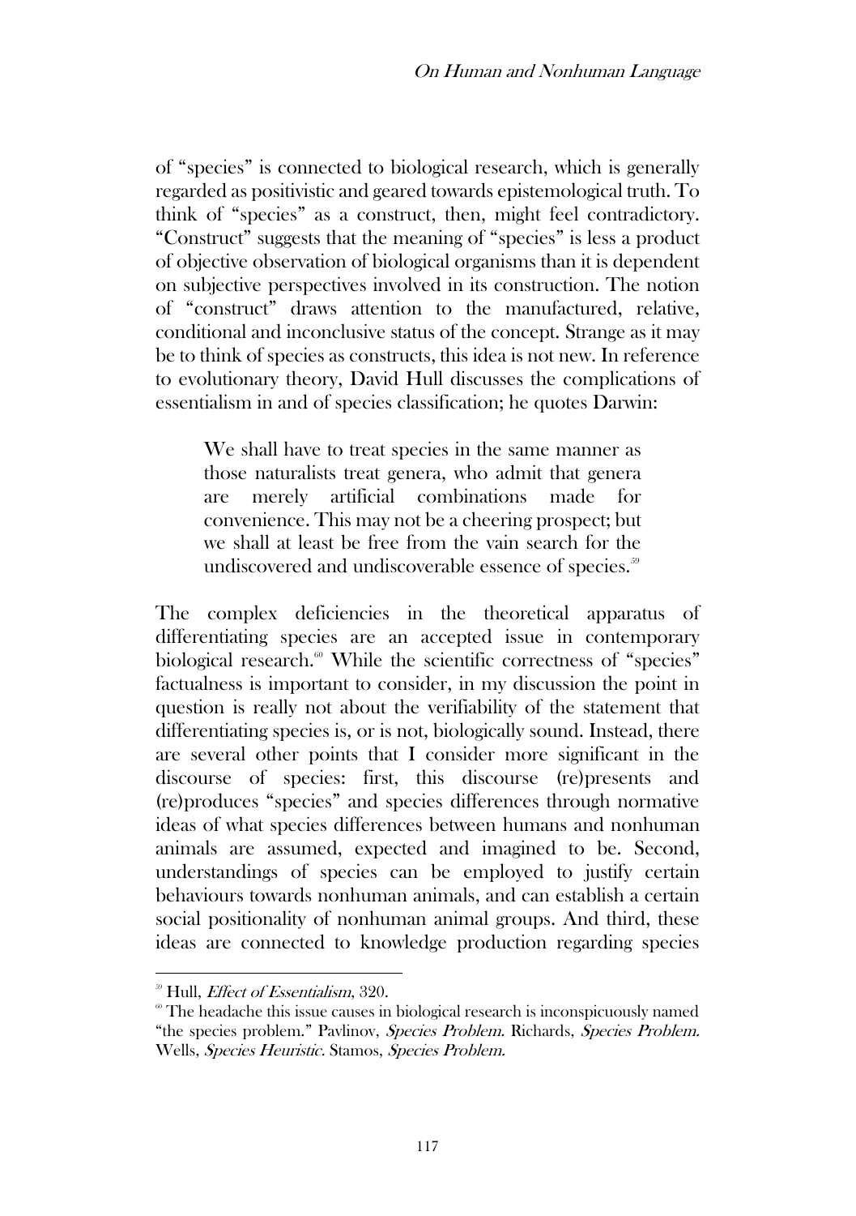of "species" is connected to biological research, which is generally regarded as positivistic and geared towards epistemological truth. To think of "species" as a construct, then, might feel contradictory. "Construct" suggests that the meaning of "species" is less a product of objective observation of biological organisms than it is dependent on subjective perspectives involved in its construction. The notion of "construct" draws attention to the manufactured, relative, conditional and inconclusive status of the concept. Strange as it may be to think of species as constructs, this idea is not new. In reference to evolutionary theory, David Hull discusses the complications of essentialism in and of species classification; he quotes Darwin:

> We shall have to treat species in the same manner as those naturalists treat genera, who admit that genera are merely artificial combinations made for convenience. This may not be a cheering prospect; but we shall at least be free from the vain search for the undiscovered and undiscoverable essence of species.[59]

The complex deficiencies in the theoretical apparatus of differentiating species are an accepted issue in contemporary biological research.[60] While the scientific correctness of "species" factualness is important to consider, in my discussion the point in question is really not about the verifiability of the statement that differentiating species is, or is not, biologically sound. Instead, there are several other points that I consider more significant in the discourse of species: first, this discourse (re)presents and (re)produces "species" and species differences through normative ideas of what species differences between humans and nonhuman animals are assumed, expected and imagined to be. Second, understandings of species can be employed to justify certain behaviours towards nonhuman animals, and can establish a certain social positionality of nonhuman animal groups. And third, these ideas are connected to knowledge production regarding species

---

[59] Hull, *Effect of Essentialism*, 320.

[60] The headache this issue causes in biological research is inconspicuously named "the species problem." Pavlinov, *Species Problem*. Richards, *Species Problem*. Wells, *Species Heuristic*. Stamos, *Species Problem*.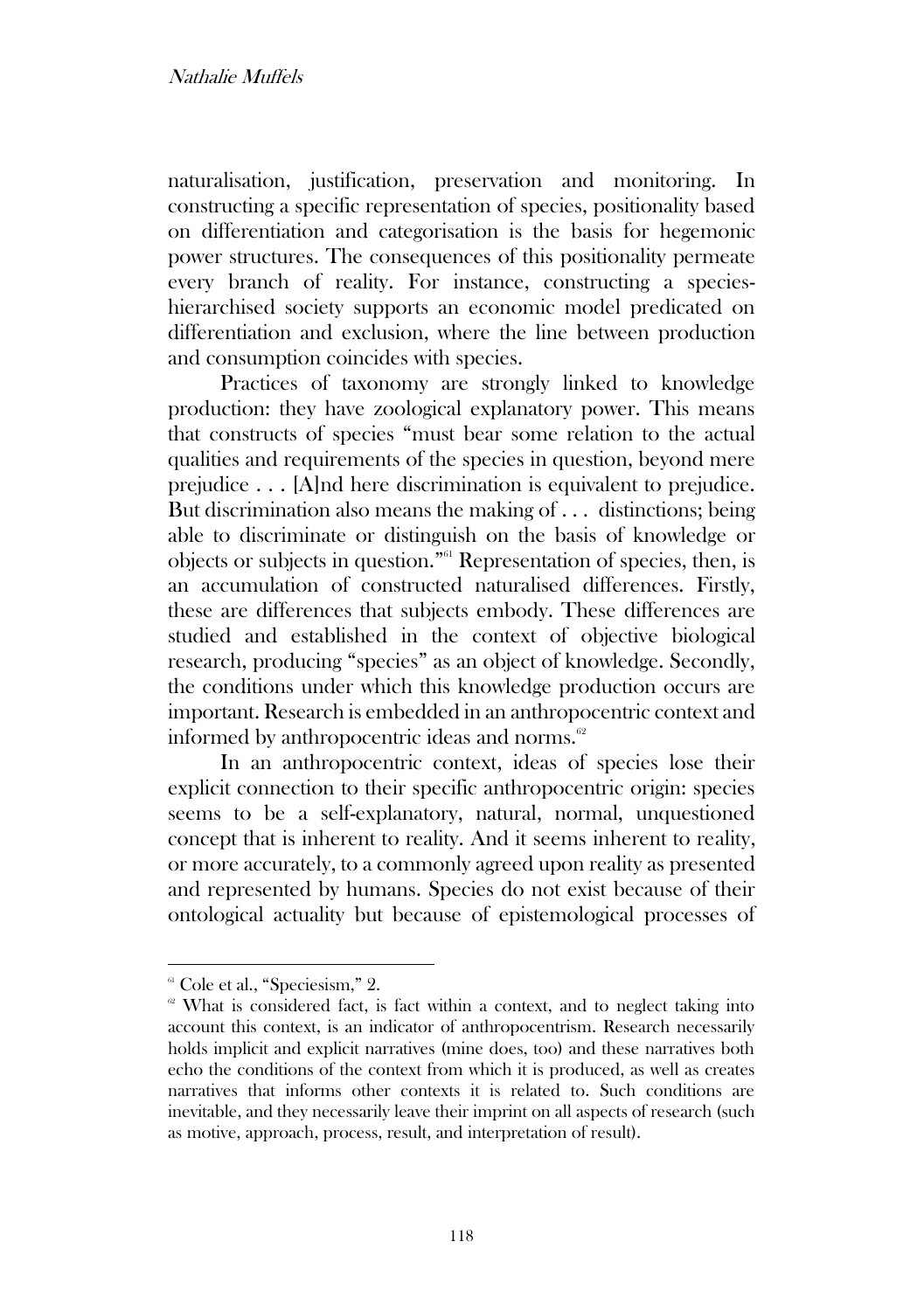naturalisation, justification, preservation and monitoring. In constructing a specific representation of species, positionality based on differentiation and categorisation is the basis for hegemonic power structures. The consequences of this positionality permeate every branch of reality. For instance, constructing a species-hierarchised society supports an economic model predicated on differentiation and exclusion, where the line between production and consumption coincides with species.

Practices of taxonomy are strongly linked to knowledge production: they have zoological explanatory power. This means that constructs of species "must bear some relation to the actual qualities and requirements of the species in question, beyond mere prejudice . . . [A]nd here discrimination is equivalent to prejudice. But discrimination also means the making of . . . distinctions; being able to discriminate or distinguish on the basis of knowledge or objects or subjects in question."[61] Representation of species, then, is an accumulation of constructed naturalised differences. Firstly, these are differences that subjects embody. These differences are studied and established in the context of objective biological research, producing "species" as an object of knowledge. Secondly, the conditions under which this knowledge production occurs are important. Research is embedded in an anthropocentric context and informed by anthropocentric ideas and norms.[62]

In an anthropocentric context, ideas of species lose their explicit connection to their specific anthropocentric origin: species seems to be a self-explanatory, natural, normal, unquestioned concept that is inherent to reality. And it seems inherent to reality, or more accurately, to a commonly agreed upon reality as presented and represented by humans. Species do not exist because of their ontological actuality but because of epistemological processes of

---

[61] Cole et al., "Speciesism," 2.

[62] What is considered fact, is fact within a context, and to neglect taking into account this context, is an indicator of anthropocentrism. Research necessarily holds implicit and explicit narratives (mine does, too) and these narratives both echo the conditions of the context from which it is produced, as well as creates narratives that informs other contexts it is related to. Such conditions are inevitable, and they necessarily leave their imprint on all aspects of research (such as motive, approach, process, result, and interpretation of result).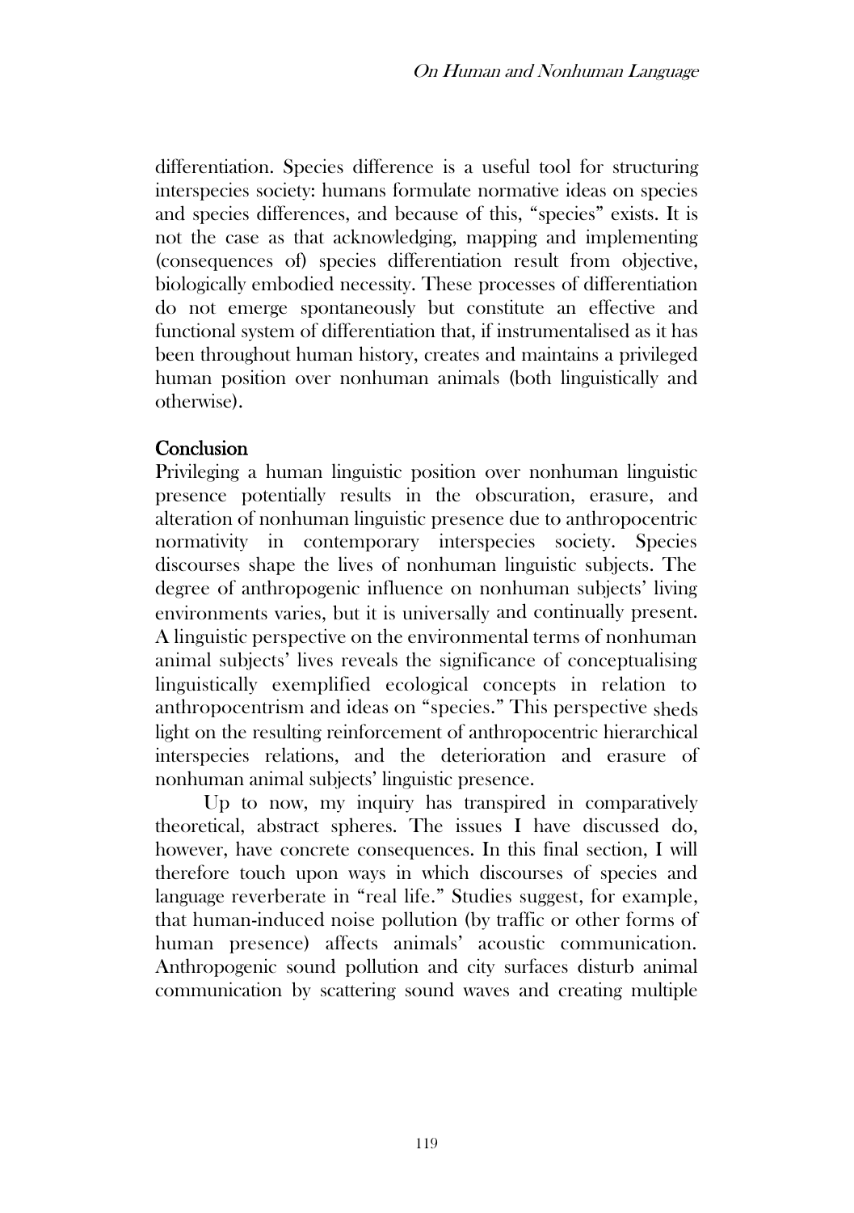differentiation. Species difference is a useful tool for structuring interspecies society: humans formulate normative ideas on species and species differences, and because of this, "species" exists. It is not the case as that acknowledging, mapping and implementing (consequences of) species differentiation result from objective, biologically embodied necessity. These processes of differentiation do not emerge spontaneously but constitute an effective and functional system of differentiation that, if instrumentalised as it has been throughout human history, creates and maintains a privileged human position over nonhuman animals (both linguistically and otherwise).

## Conclusion

Privileging a human linguistic position over nonhuman linguistic presence potentially results in the obscuration, erasure, and alteration of nonhuman linguistic presence due to anthropocentric normativity in contemporary interspecies society. Species discourses shape the lives of nonhuman linguistic subjects. The degree of anthropogenic influence on nonhuman subjects' living environments varies, but it is universally and continually present. A linguistic perspective on the environmental terms of nonhuman animal subjects' lives reveals the significance of conceptualising linguistically exemplified ecological concepts in relation to anthropocentrism and ideas on "species." This perspective sheds light on the resulting reinforcement of anthropocentric hierarchical interspecies relations, and the deterioration and erasure of nonhuman animal subjects' linguistic presence.

Up to now, my inquiry has transpired in comparatively theoretical, abstract spheres. The issues I have discussed do, however, have concrete consequences. In this final section, I will therefore touch upon ways in which discourses of species and language reverberate in "real life." Studies suggest, for example, that human-induced noise pollution (by traffic or other forms of human presence) affects animals' acoustic communication. Anthropogenic sound pollution and city surfaces disturb animal communication by scattering sound waves and creating multiple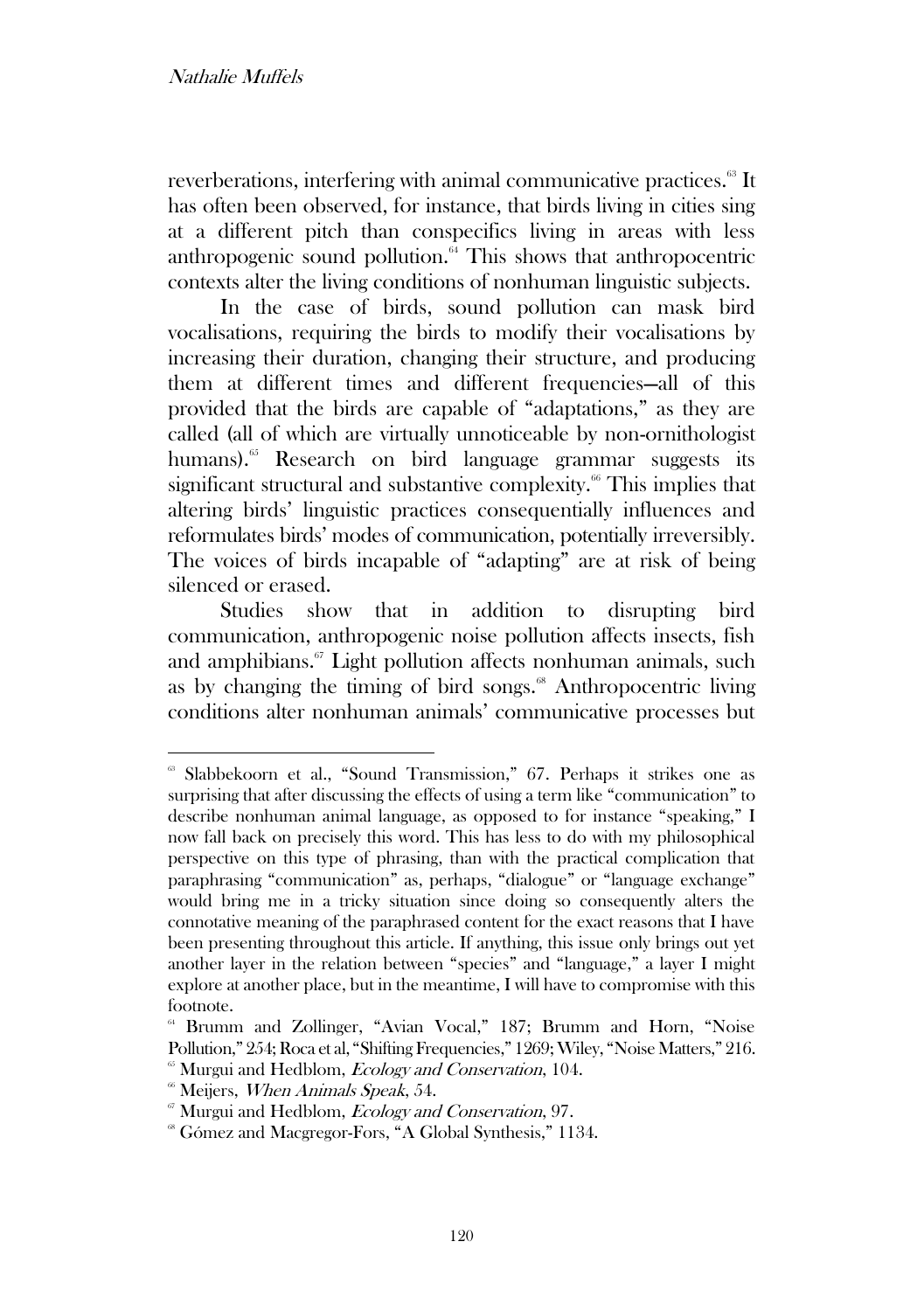reverberations, interfering with animal communicative practices.[63] It has often been observed, for instance, that birds living in cities sing at a different pitch than conspecifics living in areas with less anthropogenic sound pollution.[64] This shows that anthropocentric contexts alter the living conditions of nonhuman linguistic subjects.

In the case of birds, sound pollution can mask bird vocalisations, requiring the birds to modify their vocalisations by increasing their duration, changing their structure, and producing them at different times and different frequencies—all of this provided that the birds are capable of "adaptations," as they are called (all of which are virtually unnoticeable by non-ornithologist humans).[65] Research on bird language grammar suggests its significant structural and substantive complexity.[66] This implies that altering birds' linguistic practices consequentially influences and reformulates birds' modes of communication, potentially irreversibly. The voices of birds incapable of "adapting" are at risk of being silenced or erased.

Studies show that in addition to disrupting bird communication, anthropogenic noise pollution affects insects, fish and amphibians.[67] Light pollution affects nonhuman animals, such as by changing the timing of bird songs.[68] Anthropocentric living conditions alter nonhuman animals' communicative processes but

---

[63] Slabbekoorn et al., "Sound Transmission," 67. Perhaps it strikes one as surprising that after discussing the effects of using a term like "communication" to describe nonhuman animal language, as opposed to for instance "speaking," I now fall back on precisely this word. This has less to do with my philosophical perspective on this type of phrasing, than with the practical complication that paraphrasing "communication" as, perhaps, "dialogue" or "language exchange" would bring me in a tricky situation since doing so consequently alters the connotative meaning of the paraphrased content for the exact reasons that I have been presenting throughout this article. If anything, this issue only brings out yet another layer in the relation between "species" and "language," a layer I might explore at another place, but in the meantime, I will have to compromise with this footnote.

[64] Brumm and Zollinger, "Avian Vocal," 187; Brumm and Horn, "Noise Pollution," 254; Roca et al, "Shifting Frequencies," 1269; Wiley, "Noise Matters," 216.

[65] Murgui and Hedblom, *Ecology and Conservation*, 104.

[66] Meijers, *When Animals Speak*, 54.

[67] Murgui and Hedblom, *Ecology and Conservation*, 97.

[68] Gómez and Macgregor-Fors, "A Global Synthesis," 1134.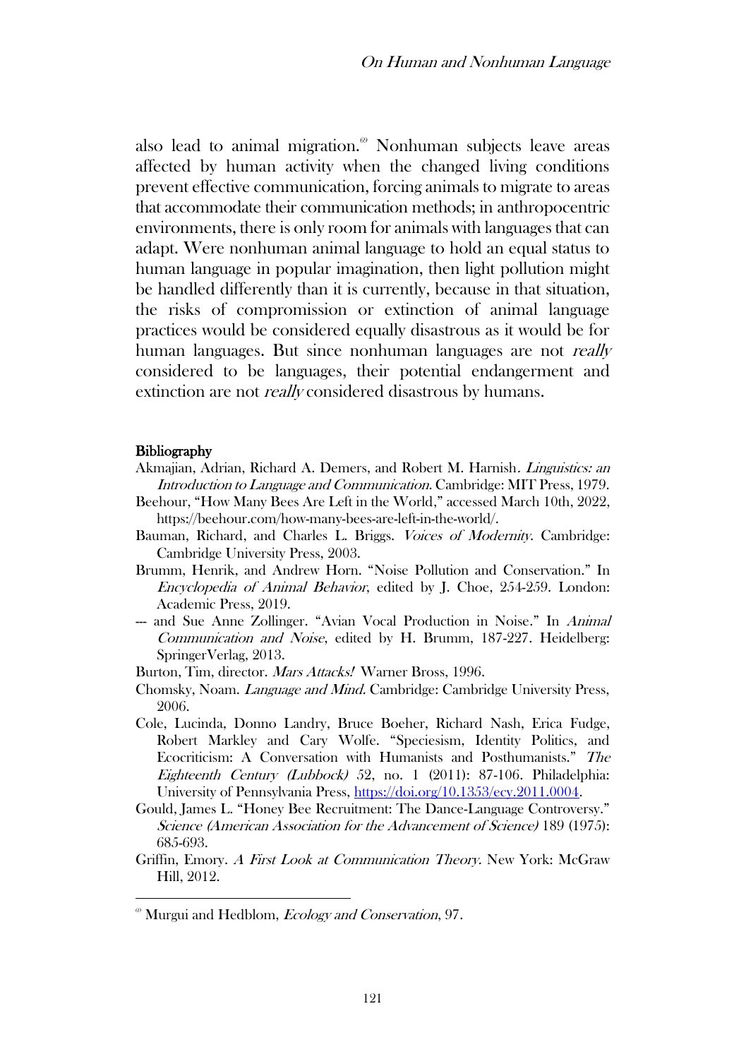also lead to animal migration.[69] Nonhuman subjects leave areas affected by human activity when the changed living conditions prevent effective communication, forcing animals to migrate to areas that accommodate their communication methods; in anthropocentric environments, there is only room for animals with languages that can adapt. Were nonhuman animal language to hold an equal status to human language in popular imagination, then light pollution might be handled differently than it is currently, because in that situation, the risks of compromission or extinction of animal language practices would be considered equally disastrous as it would be for human languages. But since nonhuman languages are not *really* considered to be languages, their potential endangerment and extinction are not *really* considered disastrous by humans.

## Bibliography

Akmajian, Adrian, Richard A. Demers, and Robert M. Harnish. *Linguistics: an Introduction to Language and Communication.* Cambridge: MIT Press, 1979.

Beehour, "How Many Bees Are Left in the World," accessed March 10th, 2022, https://beehour.com/how-many-bees-are-left-in-the-world/.

Bauman, Richard, and Charles L. Briggs. *Voices of Modernity.* Cambridge: Cambridge University Press, 2003.

Brumm, Henrik, and Andrew Horn. "Noise Pollution and Conservation." In *Encyclopedia of Animal Behavior,* edited by J. Choe, 254-259. London: Academic Press, 2019.

--- and Sue Anne Zollinger. "Avian Vocal Production in Noise." In *Animal Communication and Noise,* edited by H. Brumm, 187-227. Heidelberg: SpringerVerlag, 2013.

Burton, Tim, director. *Mars Attacks!* Warner Bross, 1996.

Chomsky, Noam. *Language and Mind.* Cambridge: Cambridge University Press, 2006.

Cole, Lucinda, Donno Landry, Bruce Boeher, Richard Nash, Erica Fudge, Robert Markley and Cary Wolfe. "Speciesism, Identity Politics, and Ecocriticism: A Conversation with Humanists and Posthumanists." *The Eighteenth Century (Lubbock)* 52, no. 1 (2011): 87-106. Philadelphia: University of Pennsylvania Press, https://doi.org/10.1353/ecy.2011.0004.

Gould, James L. "Honey Bee Recruitment: The Dance-Language Controversy." *Science (American Association for the Advancement of Science)* 189 (1975): 685-693.

Griffin, Emory. *A First Look at Communication Theory.* New York: McGraw Hill, 2012.

---

[69] Murgui and Hedblom, *Ecology and Conservation*, 97.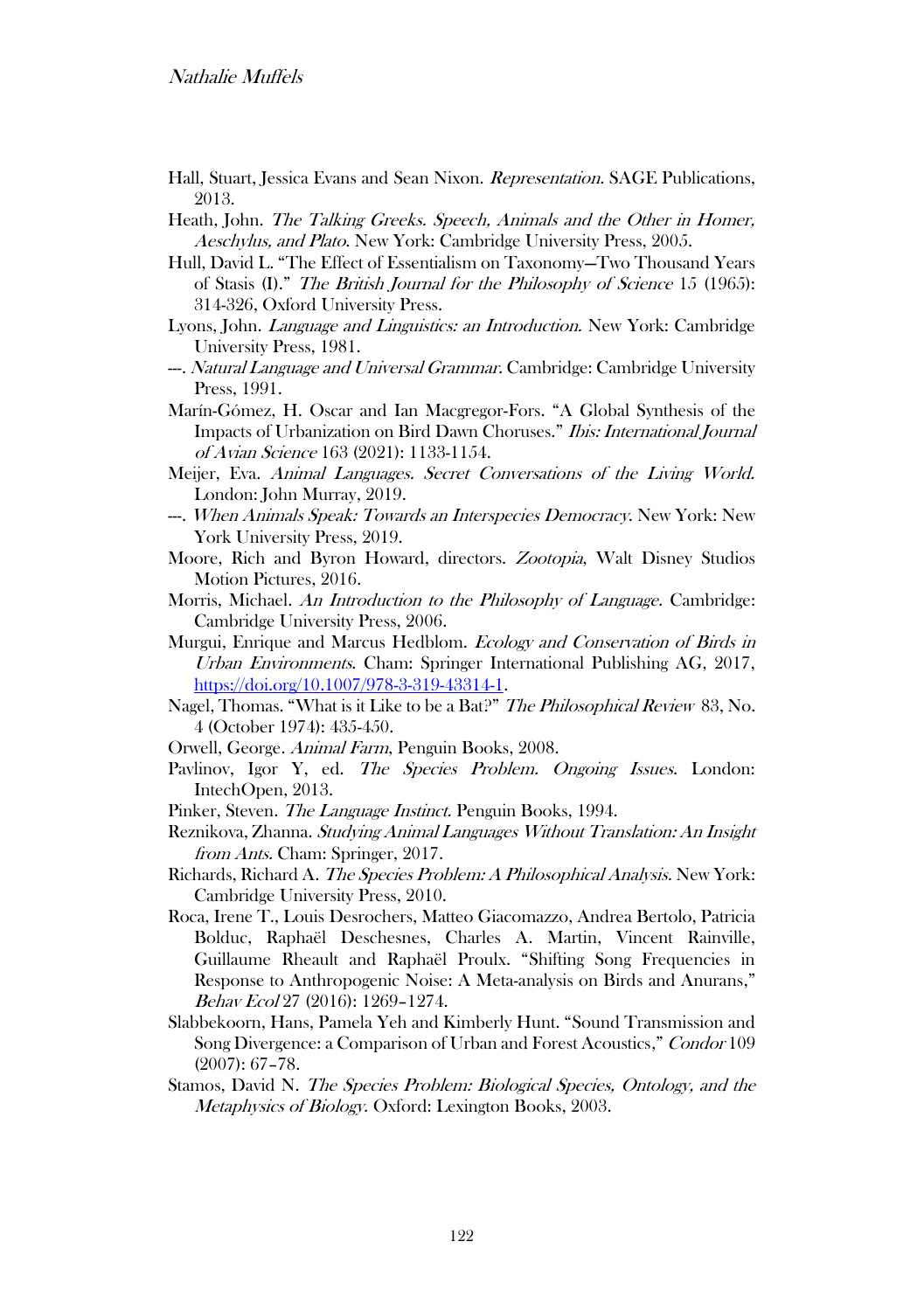Hall, Stuart, Jessica Evans and Sean Nixon. *Representation.* SAGE Publications, 2013.

Heath, John. *The Talking Greeks. Speech, Animals and the Other in Homer, Aeschylus, and Plato.* New York: Cambridge University Press, 2005.

Hull, David L. "The Effect of Essentialism on Taxonomy—Two Thousand Years of Stasis (I)." *The British Journal for the Philosophy of Science* 15 (1965): 314-326, Oxford University Press.

Lyons, John. *Language and Linguistics: an Introduction.* New York: Cambridge University Press, 1981.

---. *Natural Language and Universal Grammar.* Cambridge: Cambridge University Press, 1991.

Marín-Gómez, H. Oscar and Ian Macgregor-Fors. "A Global Synthesis of the Impacts of Urbanization on Bird Dawn Choruses." *Ibis: International Journal of Avian Science* 163 (2021): 1133-1154.

Meijer, Eva. *Animal Languages. Secret Conversations of the Living World.* London: John Murray, 2019.

---. *When Animals Speak: Towards an Interspecies Democracy.* New York: New York University Press, 2019.

Moore, Rich and Byron Howard, directors. *Zootopia*, Walt Disney Studios Motion Pictures, 2016.

Morris, Michael. *An Introduction to the Philosophy of Language.* Cambridge: Cambridge University Press, 2006.

Murgui, Enrique and Marcus Hedblom. *Ecology and Conservation of Birds in Urban Environments.* Cham: Springer International Publishing AG, 2017, https://doi.org/10.1007/978-3-319-43314-1.

Nagel, Thomas. "What is it Like to be a Bat?" *The Philosophical Review* 83, No. 4 (October 1974): 435-450.

Orwell, George. *Animal Farm*, Penguin Books, 2008.

Pavlinov, Igor Y, ed. *The Species Problem. Ongoing Issues.* London: IntechOpen, 2013.

Pinker, Steven. *The Language Instinct.* Penguin Books, 1994.

Reznikova, Zhanna. *Studying Animal Languages Without Translation: An Insight from Ants.* Cham: Springer, 2017.

Richards, Richard A. *The Species Problem: A Philosophical Analysis.* New York: Cambridge University Press, 2010.

Roca, Irene T., Louis Desrochers, Matteo Giacomazzo, Andrea Bertolo, Patricia Bolduc, Raphaël Deschesnes, Charles A. Martin, Vincent Rainville, Guillaume Rheault and Raphaël Proulx. "Shifting Song Frequencies in Response to Anthropogenic Noise: A Meta-analysis on Birds and Anurans," *Behav Ecol* 27 (2016): 1269–1274.

Slabbekoorn, Hans, Pamela Yeh and Kimberly Hunt. "Sound Transmission and Song Divergence: a Comparison of Urban and Forest Acoustics," *Condor* 109 (2007): 67–78.

Stamos, David N. *The Species Problem: Biological Species, Ontology, and the Metaphysics of Biology.* Oxford: Lexington Books, 2003.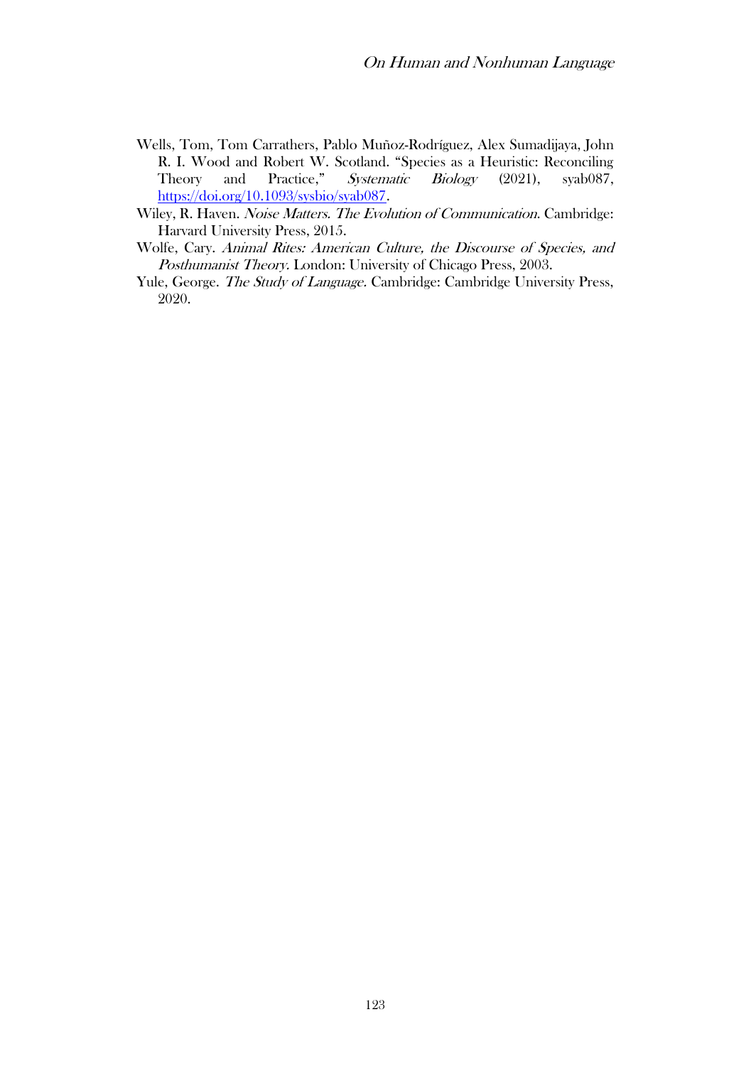Wells, Tom, Tom Carrathers, Pablo Muñoz-Rodríguez, Alex Sumadijaya, John R. I. Wood and Robert W. Scotland. "Species as a Heuristic: Reconciling Theory and Practice," *Systematic Biology* (2021), syab087, https://doi.org/10.1093/sysbio/syab087.

Wiley, R. Haven. *Noise Matters. The Evolution of Communication*. Cambridge: Harvard University Press, 2015.

Wolfe, Cary. *Animal Rites: American Culture, the Discourse of Species, and Posthumanist Theory*. London: University of Chicago Press, 2003.

Yule, George. *The Study of Language*. Cambridge: Cambridge University Press, 2020.